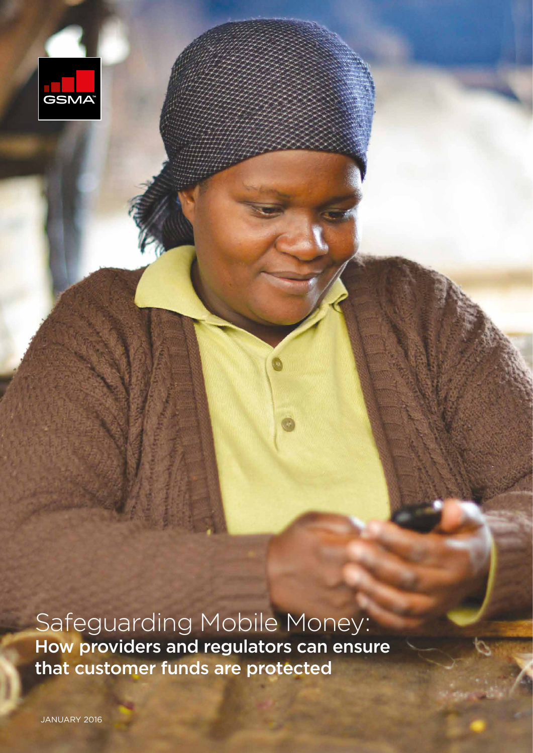GSMA

# Safeguarding Mobile Money:

## How providers and regulators can ensure that customer funds are protected

JANUARY 2016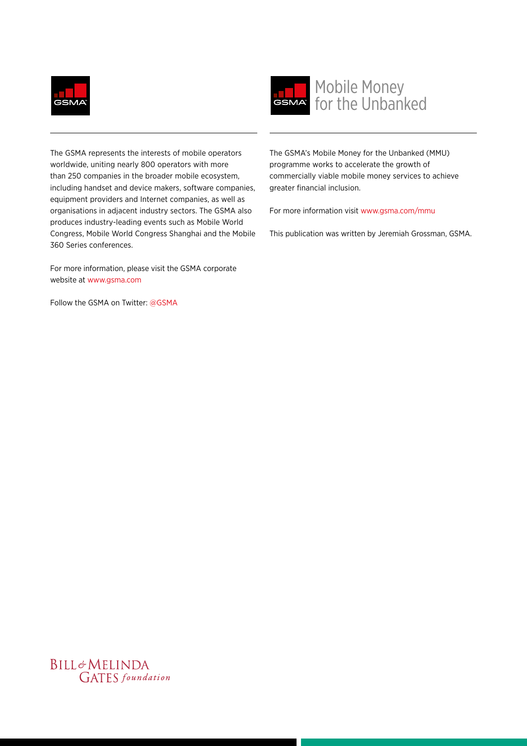The GSMA represents the interests of mobile operators worldwide, uniting nearly 800 operators with more than 250 companies in the broader mobile ecosystem, including handset and device makers, software companies, equipment providers and Internet companies, as well as organisations in adjacent industry sectors. The GSMA also produces industry-leading events such as Mobile World Congress, Mobile World Congress Shanghai and the Mobile 360 Series conferences.

For more information, please visit the GSMA corporate website at www.gsma.com

Follow the GSMA on Twitter: @GSMA

Mobile Money for the Unbanked

The GSMA's Mobile Money for the Unbanked (MMU) programme works to accelerate the growth of commercially viable mobile money services to achieve greater financial inclusion.

For more information visit www.gsma.com/mmu

This publication was written by Jeremiah Grossman, GSMA.

BILL & MELINDA GATES *foundation*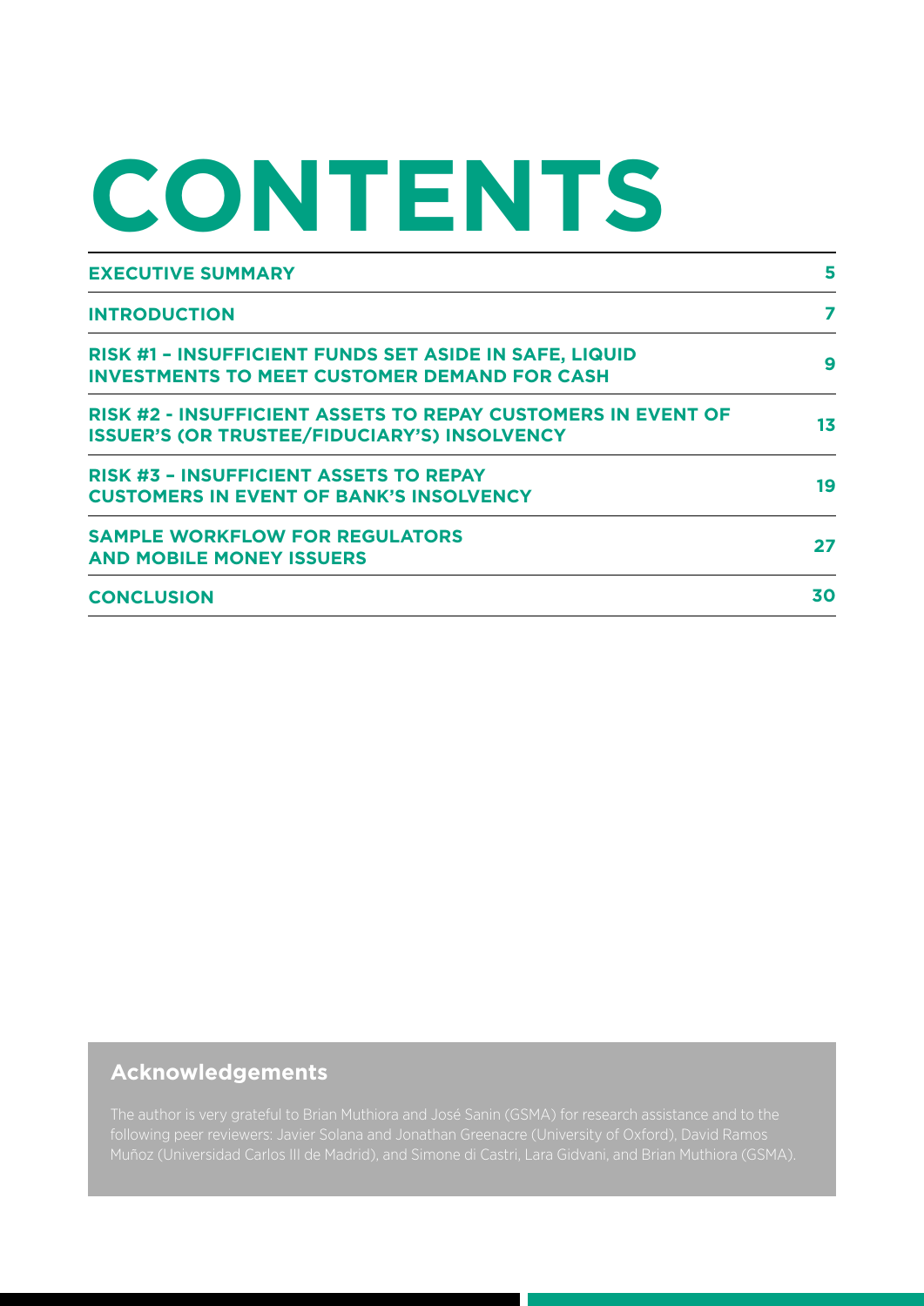# CONTENTS

| | |
|---|---|
| **EXECUTIVE SUMMARY** | **5** |
| **INTRODUCTION** | **7** |
| **RISK #1 – INSUFFICIENT FUNDS SET ASIDE IN SAFE, LIQUID INVESTMENTS TO MEET CUSTOMER DEMAND FOR CASH** | **9** |
| **RISK #2 - INSUFFICIENT ASSETS TO REPAY CUSTOMERS IN EVENT OF ISSUER'S (OR TRUSTEE/FIDUCIARY'S) INSOLVENCY** | **13** |
| **RISK #3 – INSUFFICIENT ASSETS TO REPAY CUSTOMERS IN EVENT OF BANK'S INSOLVENCY** | **19** |
| **SAMPLE WORKFLOW FOR REGULATORS AND MOBILE MONEY ISSUERS** | **27** |
| **CONCLUSION** | **30** |

## Acknowledgements

The author is very grateful to Brian Muthiora and José Sanin (GSMA) for research assistance and to the following peer reviewers: Javier Solana and Jonathan Greenacre (University of Oxford), David Ramos Muñoz (Universidad Carlos III de Madrid), and Simone di Castri, Lara Gidvani, and Brian Muthiora (GSMA).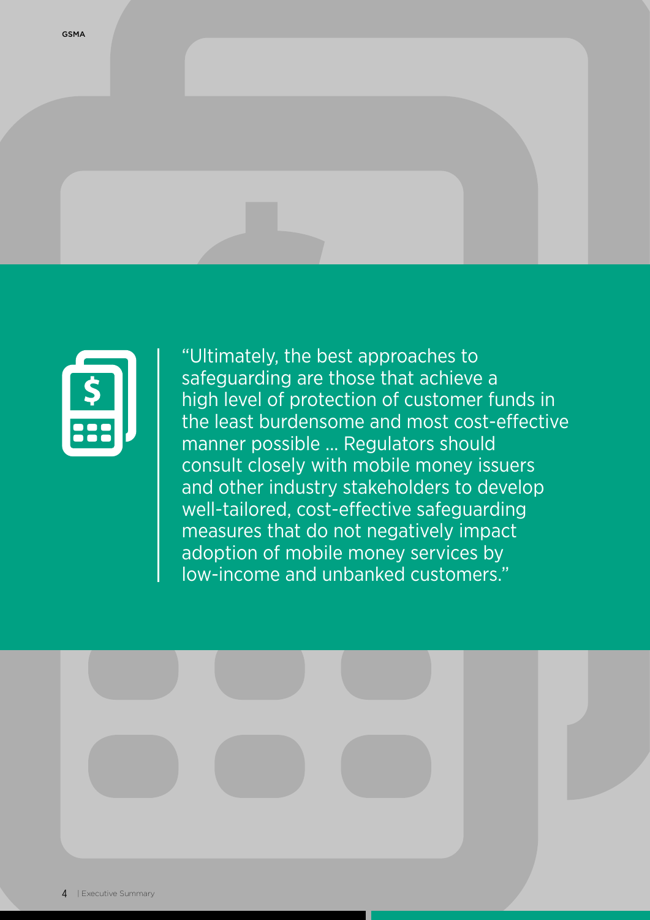> "Ultimately, the best approaches to safeguarding are those that achieve a high level of protection of customer funds in the least burdensome and most cost-effective manner possible ... Regulators should consult closely with mobile money issuers and other industry stakeholders to develop well-tailored, cost-effective safeguarding measures that do not negatively impact adoption of mobile money services by low-income and unbanked customers."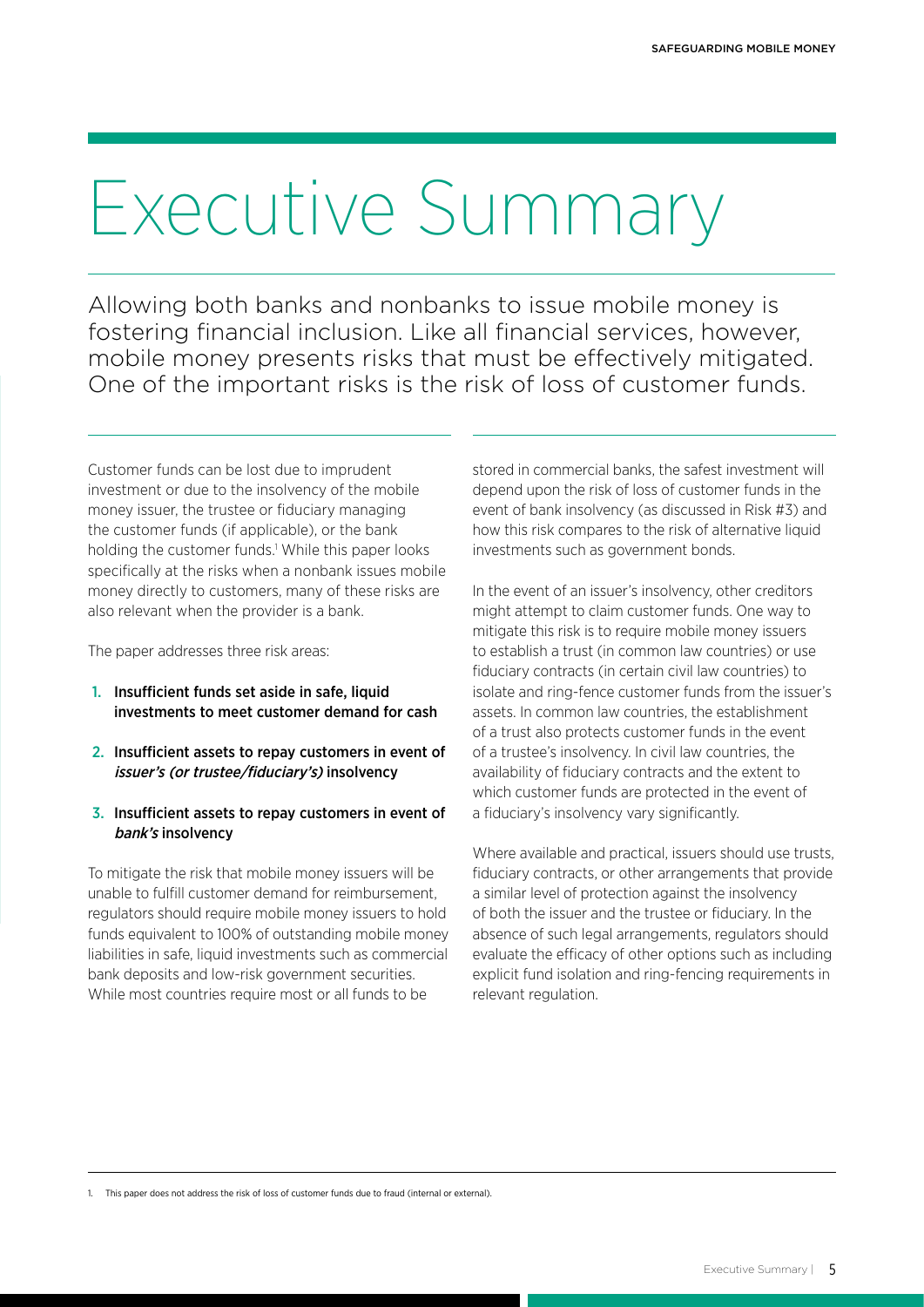# Executive Summary

Allowing both banks and nonbanks to issue mobile money is fostering financial inclusion. Like all financial services, however, mobile money presents risks that must be effectively mitigated. One of the important risks is the risk of loss of customer funds.

Customer funds can be lost due to imprudent investment or due to the insolvency of the mobile money issuer, the trustee or fiduciary managing the customer funds (if applicable), or the bank holding the customer funds.[1] While this paper looks specifically at the risks when a nonbank issues mobile money directly to customers, many of these risks are also relevant when the provider is a bank.

The paper addresses three risk areas:

1. **Insufficient funds set aside in safe, liquid investments to meet customer demand for cash**
2. **Insufficient assets to repay customers in event of *issuer's (or trustee/fiduciary's)* insolvency**
3. **Insufficient assets to repay customers in event of *bank's* insolvency**

To mitigate the risk that mobile money issuers will be unable to fulfill customer demand for reimbursement, regulators should require mobile money issuers to hold funds equivalent to 100% of outstanding mobile money liabilities in safe, liquid investments such as commercial bank deposits and low-risk government securities. While most countries require most or all funds to be stored in commercial banks, the safest investment will depend upon the risk of loss of customer funds in the event of bank insolvency (as discussed in Risk #3) and how this risk compares to the risk of alternative liquid investments such as government bonds.

In the event of an issuer's insolvency, other creditors might attempt to claim customer funds. One way to mitigate this risk is to require mobile money issuers to establish a trust (in common law countries) or use fiduciary contracts (in certain civil law countries) to isolate and ring-fence customer funds from the issuer's assets. In common law countries, the establishment of a trust also protects customer funds in the event of a trustee's insolvency. In civil law countries, the availability of fiduciary contracts and the extent to which customer funds are protected in the event of a fiduciary's insolvency vary significantly.

Where available and practical, issuers should use trusts, fiduciary contracts, or other arrangements that provide a similar level of protection against the insolvency of both the issuer and the trustee or fiduciary. In the absence of such legal arrangements, regulators should evaluate the efficacy of other options such as including explicit fund isolation and ring-fencing requirements in relevant regulation.

1. This paper does not address the risk of loss of customer funds due to fraud (internal or external).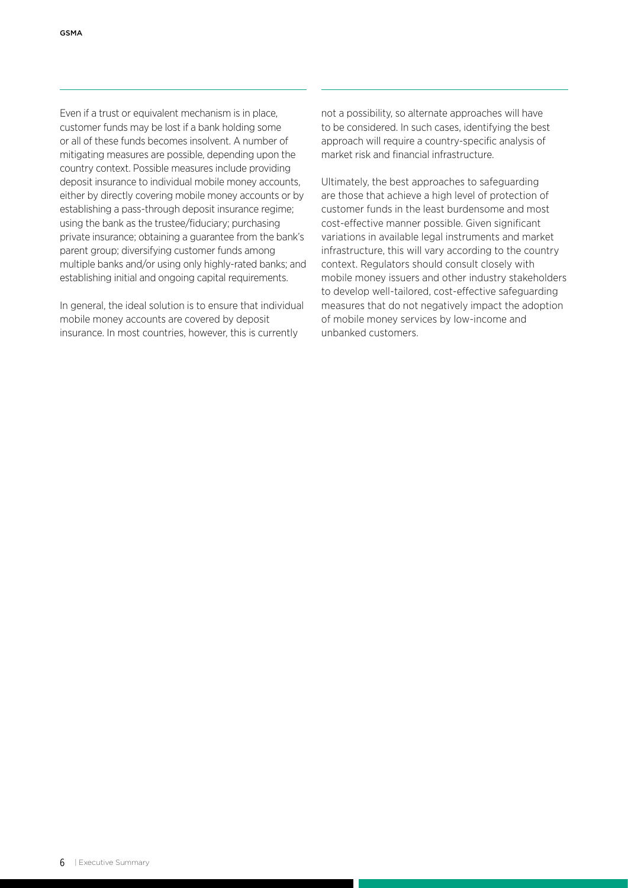Even if a trust or equivalent mechanism is in place, customer funds may be lost if a bank holding some or all of these funds becomes insolvent. A number of mitigating measures are possible, depending upon the country context. Possible measures include providing deposit insurance to individual mobile money accounts, either by directly covering mobile money accounts or by establishing a pass-through deposit insurance regime; using the bank as the trustee/fiduciary; purchasing private insurance; obtaining a guarantee from the bank's parent group; diversifying customer funds among multiple banks and/or using only highly-rated banks; and establishing initial and ongoing capital requirements.

In general, the ideal solution is to ensure that individual mobile money accounts are covered by deposit insurance. In most countries, however, this is currently not a possibility, so alternate approaches will have to be considered. In such cases, identifying the best approach will require a country-specific analysis of market risk and financial infrastructure.

Ultimately, the best approaches to safeguarding are those that achieve a high level of protection of customer funds in the least burdensome and most cost-effective manner possible. Given significant variations in available legal instruments and market infrastructure, this will vary according to the country context. Regulators should consult closely with mobile money issuers and other industry stakeholders to develop well-tailored, cost-effective safeguarding measures that do not negatively impact the adoption of mobile money services by low-income and unbanked customers.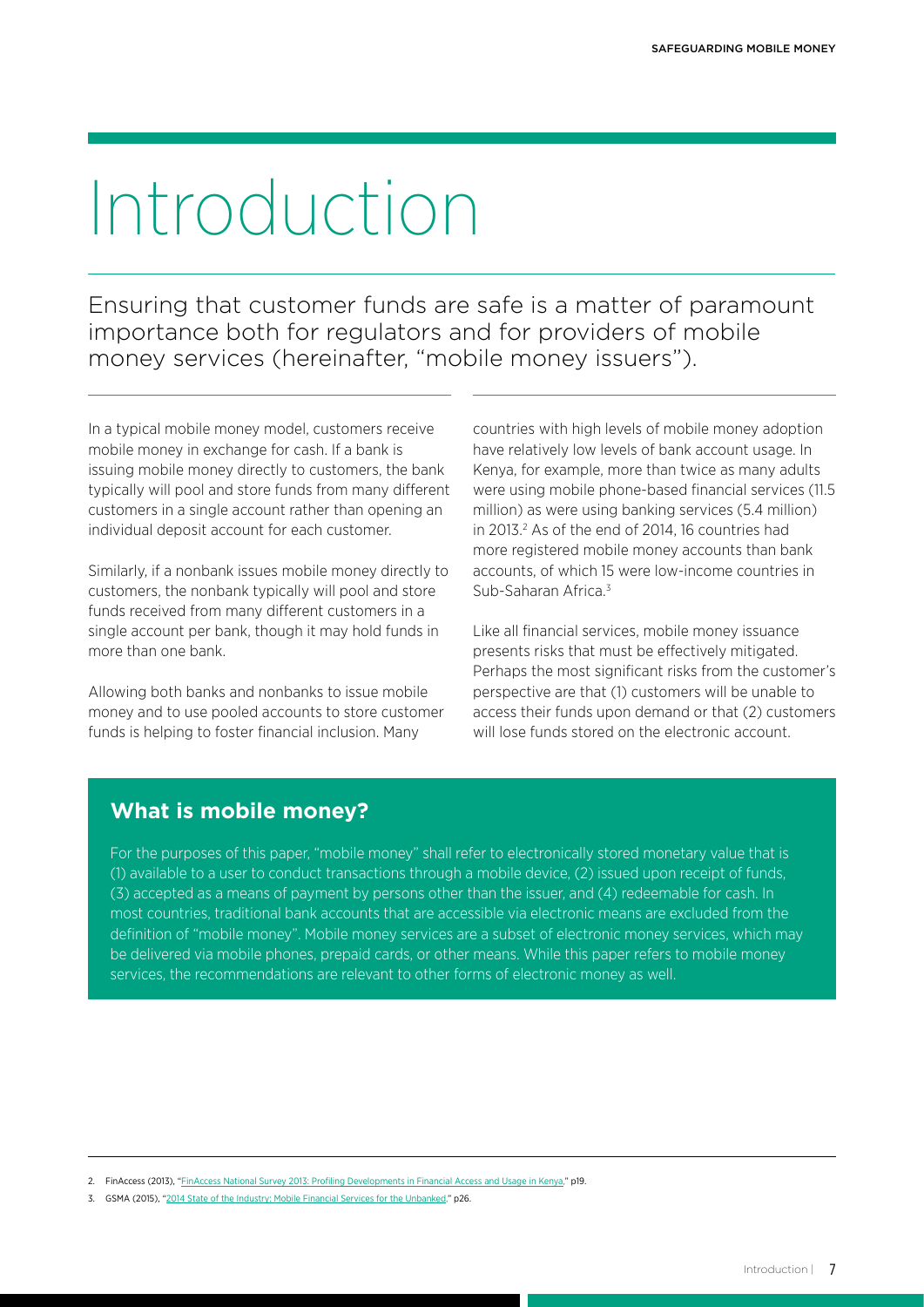# Introduction

Ensuring that customer funds are safe is a matter of paramount importance both for regulators and for providers of mobile money services (hereinafter, "mobile money issuers").

In a typical mobile money model, customers receive mobile money in exchange for cash. If a bank is issuing mobile money directly to customers, the bank typically will pool and store funds from many different customers in a single account rather than opening an individual deposit account for each customer.

Similarly, if a nonbank issues mobile money directly to customers, the nonbank typically will pool and store funds received from many different customers in a single account per bank, though it may hold funds in more than one bank.

Allowing both banks and nonbanks to issue mobile money and to use pooled accounts to store customer funds is helping to foster financial inclusion. Many countries with high levels of mobile money adoption have relatively low levels of bank account usage. In Kenya, for example, more than twice as many adults were using mobile phone-based financial services (11.5 million) as were using banking services (5.4 million) in 2013.[2] As of the end of 2014, 16 countries had more registered mobile money accounts than bank accounts, of which 15 were low-income countries in Sub-Saharan Africa.[3]

Like all financial services, mobile money issuance presents risks that must be effectively mitigated. Perhaps the most significant risks from the customer's perspective are that (1) customers will be unable to access their funds upon demand or that (2) customers will lose funds stored on the electronic account.

## What is mobile money?

For the purposes of this paper, "mobile money" shall refer to electronically stored monetary value that is (1) available to a user to conduct transactions through a mobile device, (2) issued upon receipt of funds, (3) accepted as a means of payment by persons other than the issuer, and (4) redeemable for cash. In most countries, traditional bank accounts that are accessible via electronic means are excluded from the definition of "mobile money". Mobile money services are a subset of electronic money services, which may be delivered via mobile phones, prepaid cards, or other means. While this paper refers to mobile money services, the recommendations are relevant to other forms of electronic money as well.

---

2. FinAccess (2013), "FinAccess National Survey 2013: Profiling Developments in Financial Access and Usage in Kenya," p19.
3. GSMA (2015), "2014 State of the Industry: Mobile Financial Services for the Unbanked," p26.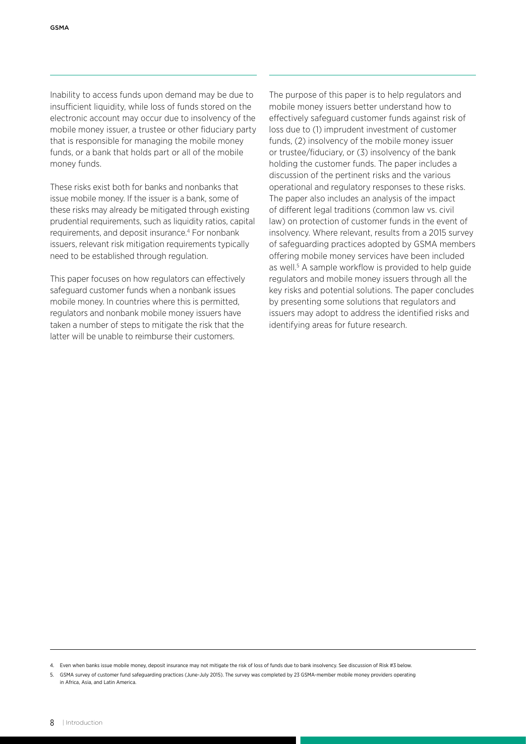Inability to access funds upon demand may be due to insufficient liquidity, while loss of funds stored on the electronic account may occur due to insolvency of the mobile money issuer, a trustee or other fiduciary party that is responsible for managing the mobile money funds, or a bank that holds part or all of the mobile money funds.

These risks exist both for banks and nonbanks that issue mobile money. If the issuer is a bank, some of these risks may already be mitigated through existing prudential requirements, such as liquidity ratios, capital requirements, and deposit insurance.[4] For nonbank issuers, relevant risk mitigation requirements typically need to be established through regulation.

This paper focuses on how regulators can effectively safeguard customer funds when a nonbank issues mobile money. In countries where this is permitted, regulators and nonbank mobile money issuers have taken a number of steps to mitigate the risk that the latter will be unable to reimburse their customers.

The purpose of this paper is to help regulators and mobile money issuers better understand how to effectively safeguard customer funds against risk of loss due to (1) imprudent investment of customer funds, (2) insolvency of the mobile money issuer or trustee/fiduciary, or (3) insolvency of the bank holding the customer funds. The paper includes a discussion of the pertinent risks and the various operational and regulatory responses to these risks. The paper also includes an analysis of the impact of different legal traditions (common law vs. civil law) on protection of customer funds in the event of insolvency. Where relevant, results from a 2015 survey of safeguarding practices adopted by GSMA members offering mobile money services have been included as well.[5] A sample workflow is provided to help guide regulators and mobile money issuers through all the key risks and potential solutions. The paper concludes by presenting some solutions that regulators and issuers may adopt to address the identified risks and identifying areas for future research.

4. Even when banks issue mobile money, deposit insurance may not mitigate the risk of loss of funds due to bank insolvency. See discussion of Risk #3 below.

5. GSMA survey of customer fund safeguarding practices (June-July 2015). The survey was completed by 23 GSMA-member mobile money providers operating in Africa, Asia, and Latin America.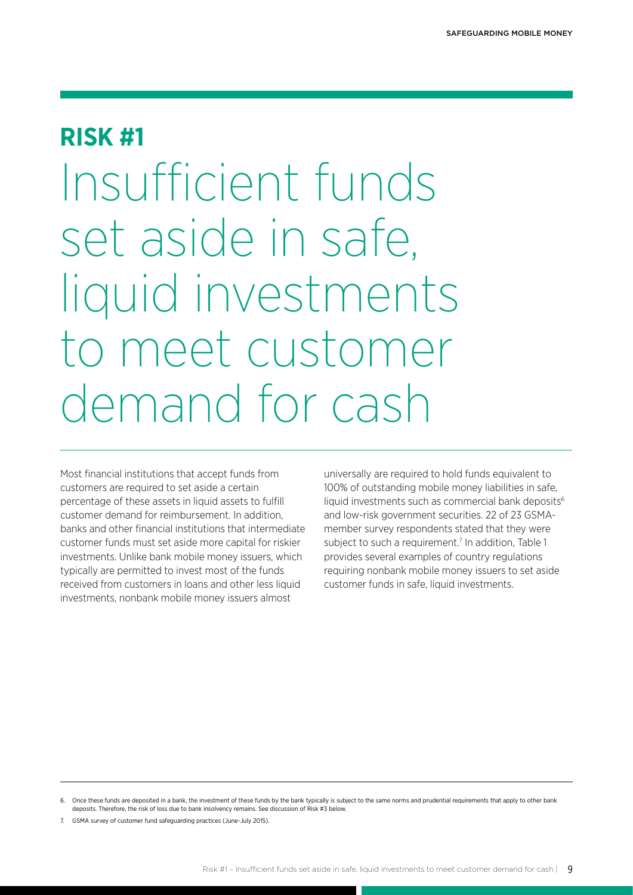## RISK #1

# Insufficient funds set aside in safe, liquid investments to meet customer demand for cash

Most financial institutions that accept funds from customers are required to set aside a certain percentage of these assets in liquid assets to fulfill customer demand for reimbursement. In addition, banks and other financial institutions that intermediate customer funds must set aside more capital for riskier investments. Unlike bank mobile money issuers, which typically are permitted to invest most of the funds received from customers in loans and other less liquid investments, nonbank mobile money issuers almost universally are required to hold funds equivalent to 100% of outstanding mobile money liabilities in safe, liquid investments such as commercial bank deposits[6] and low-risk government securities. 22 of 23 GSMA-member survey respondents stated that they were subject to such a requirement.[7] In addition, Table 1 provides several examples of country regulations requiring nonbank mobile money issuers to set aside customer funds in safe, liquid investments.

6. Once these funds are deposited in a bank, the investment of these funds by the bank typically is subject to the same norms and prudential requirements that apply to other bank deposits. Therefore, the risk of loss due to bank insolvency remains. See discussion of Risk #3 below.

7. GSMA survey of customer fund safeguarding practices (June-July 2015).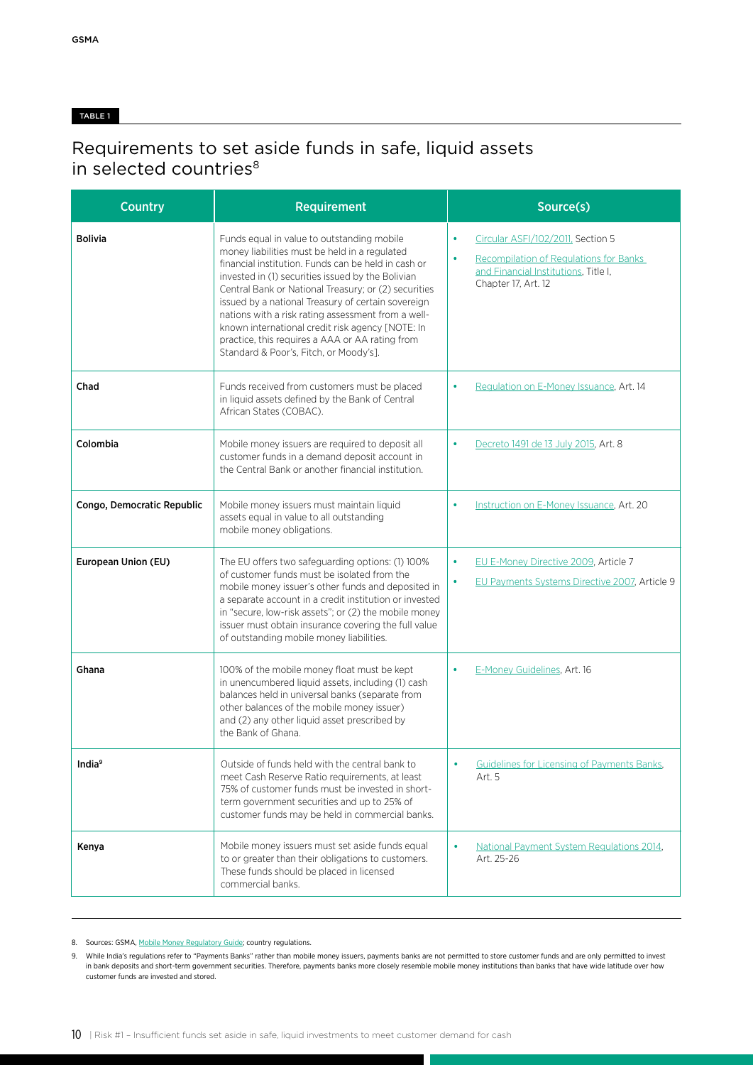TABLE 1

## Requirements to set aside funds in safe, liquid assets in selected countries[8]

| Country | Requirement | Source(s) |
|---|---|---|
| **Bolivia** | Funds equal in value to outstanding mobile money liabilities must be held in a regulated financial institution. Funds can be held in cash or invested in (1) securities issued by the Bolivian Central Bank or National Treasury; or (2) securities issued by a national Treasury of certain sovereign nations with a risk rating assessment from a well-known international credit risk agency [NOTE: In practice, this requires a AAA or AA rating from Standard & Poor's, Fitch, or Moody's]. | • Circular ASFI/102/2011, Section 5<br>• Recompilation of Regulations for Banks and Financial Institutions, Title I, Chapter 17, Art. 12 |
| **Chad** | Funds received from customers must be placed in liquid assets defined by the Bank of Central African States (COBAC). | • Regulation on E-Money Issuance, Art. 14 |
| **Colombia** | Mobile money issuers are required to deposit all customer funds in a demand deposit account in the Central Bank or another financial institution. | • Decreto 1491 de 13 July 2015, Art. 8 |
| **Congo, Democratic Republic** | Mobile money issuers must maintain liquid assets equal in value to all outstanding mobile money obligations. | • Instruction on E-Money Issuance, Art. 20 |
| **European Union (EU)** | The EU offers two safeguarding options: (1) 100% of customer funds must be isolated from the mobile money issuer's other funds and deposited in a separate account in a credit institution or invested in "secure, low-risk assets"; or (2) the mobile money issuer must obtain insurance covering the full value of outstanding mobile money liabilities. | • EU E-Money Directive 2009, Article 7<br>• EU Payments Systems Directive 2007, Article 9 |
| **Ghana** | 100% of the mobile money float must be kept in unencumbered liquid assets, including (1) cash balances held in universal banks (separate from other balances of the mobile money issuer) and (2) any other liquid asset prescribed by the Bank of Ghana. | • E-Money Guidelines, Art. 16 |
| **India**[9] | Outside of funds held with the central bank to meet Cash Reserve Ratio requirements, at least 75% of customer funds must be invested in short-term government securities and up to 25% of customer funds may be held in commercial banks. | • Guidelines for Licensing of Payments Banks, Art. 5 |
| **Kenya** | Mobile money issuers must set aside funds equal to or greater than their obligations to customers. These funds should be placed in licensed commercial banks. | • National Payment System Regulations 2014, Art. 25-26 |

8. Sources: GSMA, Mobile Money Regulatory Guide; country regulations.

9. While India's regulations refer to "Payments Banks" rather than mobile money issuers, payments banks are not permitted to store customer funds and are only permitted to invest in bank deposits and short-term government securities. Therefore, payments banks more closely resemble mobile money institutions than banks that have wide latitude over how customer funds are invested and stored.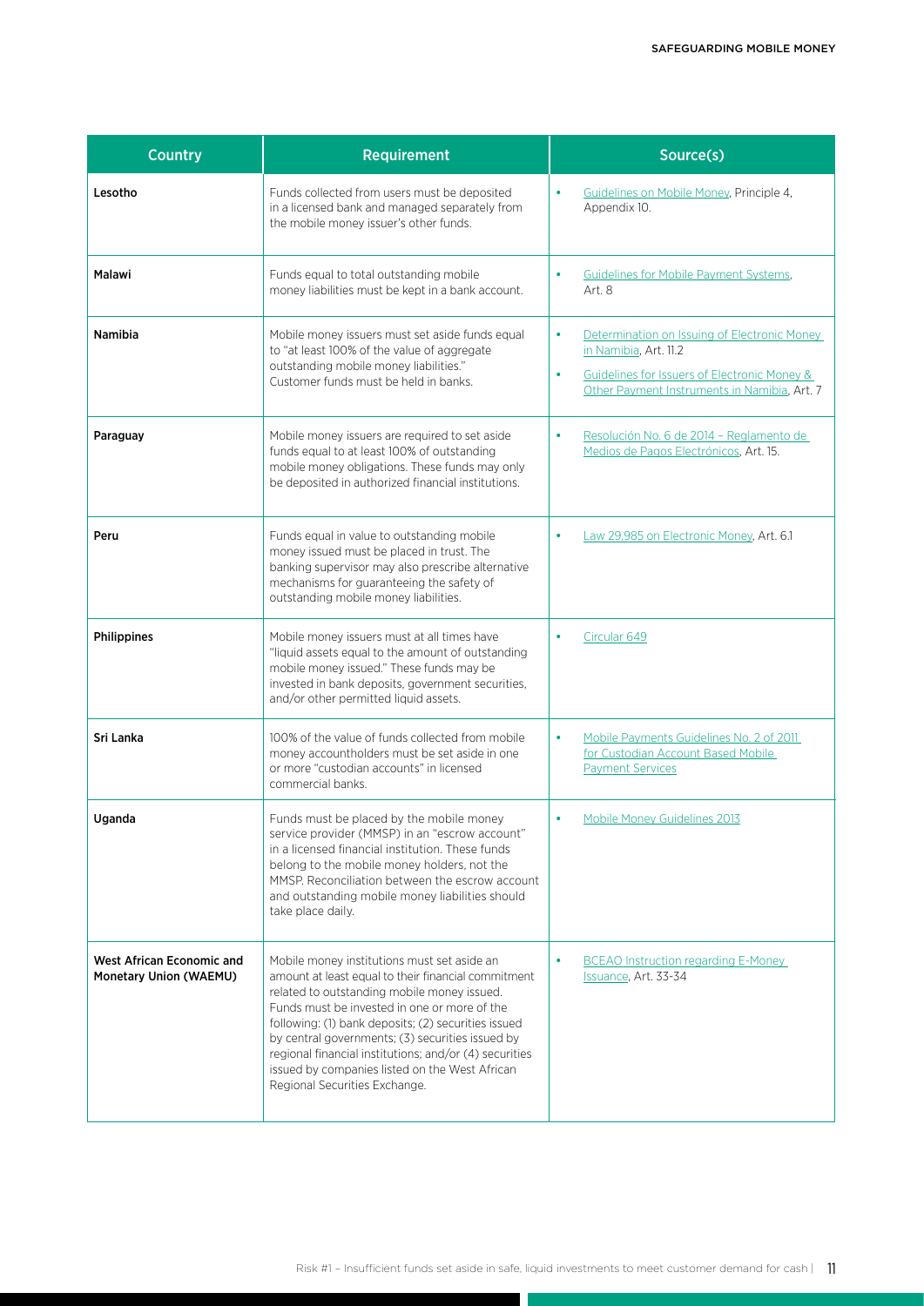| Country | Requirement | Source(s) |
|---|---|---|
| **Lesotho** | Funds collected from users must be deposited in a licensed bank and managed separately from the mobile money issuer's other funds. | • Guidelines on Mobile Money, Principle 4, Appendix 10. |
| **Malawi** | Funds equal to total outstanding mobile money liabilities must be kept in a bank account. | • Guidelines for Mobile Payment Systems, Art. 8 |
| **Namibia** | Mobile money issuers must set aside funds equal to "at least 100% of the value of aggregate outstanding mobile money liabilities." Customer funds must be held in banks. | • Determination on Issuing of Electronic Money in Namibia, Art. 11.2<br>• Guidelines for Issuers of Electronic Money & Other Payment Instruments in Namibia, Art. 7 |
| **Paraguay** | Mobile money issuers are required to set aside funds equal to at least 100% of outstanding mobile money obligations. These funds may only be deposited in authorized financial institutions. | • Resolución No. 6 de 2014 – Reglamento de Medios de Pagos Electrónicos, Art. 15. |
| **Peru** | Funds equal in value to outstanding mobile money issued must be placed in trust. The banking supervisor may also prescribe alternative mechanisms for guaranteeing the safety of outstanding mobile money liabilities. | • Law 29,985 on Electronic Money, Art. 6.1 |
| **Philippines** | Mobile money issuers must at all times have "liquid assets equal to the amount of outstanding mobile money issued." These funds may be invested in bank deposits, government securities, and/or other permitted liquid assets. | • Circular 649 |
| **Sri Lanka** | 100% of the value of funds collected from mobile money accountholders must be set aside in one or more "custodian accounts" in licensed commercial banks. | • Mobile Payments Guidelines No. 2 of 2011 for Custodian Account Based Mobile Payment Services |
| **Uganda** | Funds must be placed by the mobile money service provider (MMSP) in an "escrow account" in a licensed financial institution. These funds belong to the mobile money holders, not the MMSP. Reconciliation between the escrow account and outstanding mobile money liabilities should take place daily. | • Mobile Money Guidelines 2013 |
| **West African Economic and Monetary Union (WAEMU)** | Mobile money institutions must set aside an amount at least equal to their financial commitment related to outstanding mobile money issued. Funds must be invested in one or more of the following: (1) bank deposits; (2) securities issued by central governments; (3) securities issued by regional financial institutions; and/or (4) securities issued by companies listed on the West African Regional Securities Exchange. | • BCEAO Instruction regarding E-Money Issuance, Art. 33-34 |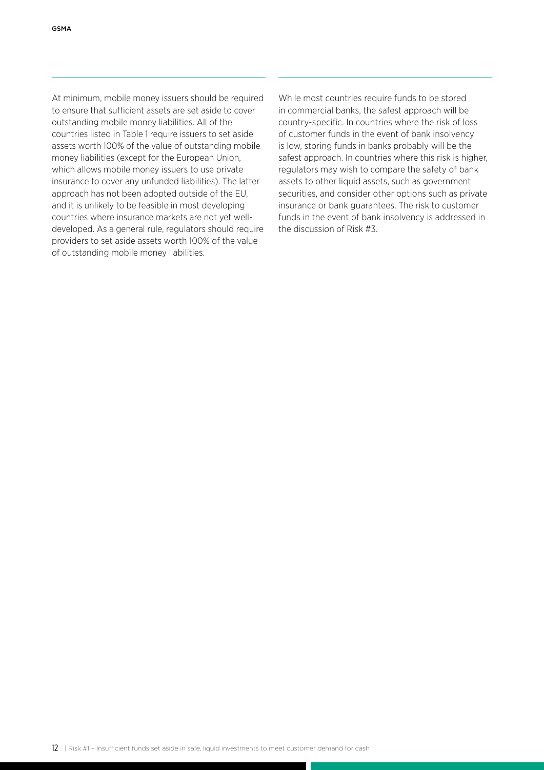At minimum, mobile money issuers should be required to ensure that sufficient assets are set aside to cover outstanding mobile money liabilities. All of the countries listed in Table 1 require issuers to set aside assets worth 100% of the value of outstanding mobile money liabilities (except for the European Union, which allows mobile money issuers to use private insurance to cover any unfunded liabilities). The latter approach has not been adopted outside of the EU, and it is unlikely to be feasible in most developing countries where insurance markets are not yet well-developed. As a general rule, regulators should require providers to set aside assets worth 100% of the value of outstanding mobile money liabilities.

While most countries require funds to be stored in commercial banks, the safest approach will be country-specific. In countries where the risk of loss of customer funds in the event of bank insolvency is low, storing funds in banks probably will be the safest approach. In countries where this risk is higher, regulators may wish to compare the safety of bank assets to other liquid assets, such as government securities, and consider other options such as private insurance or bank guarantees. The risk to customer funds in the event of bank insolvency is addressed in the discussion of Risk #3.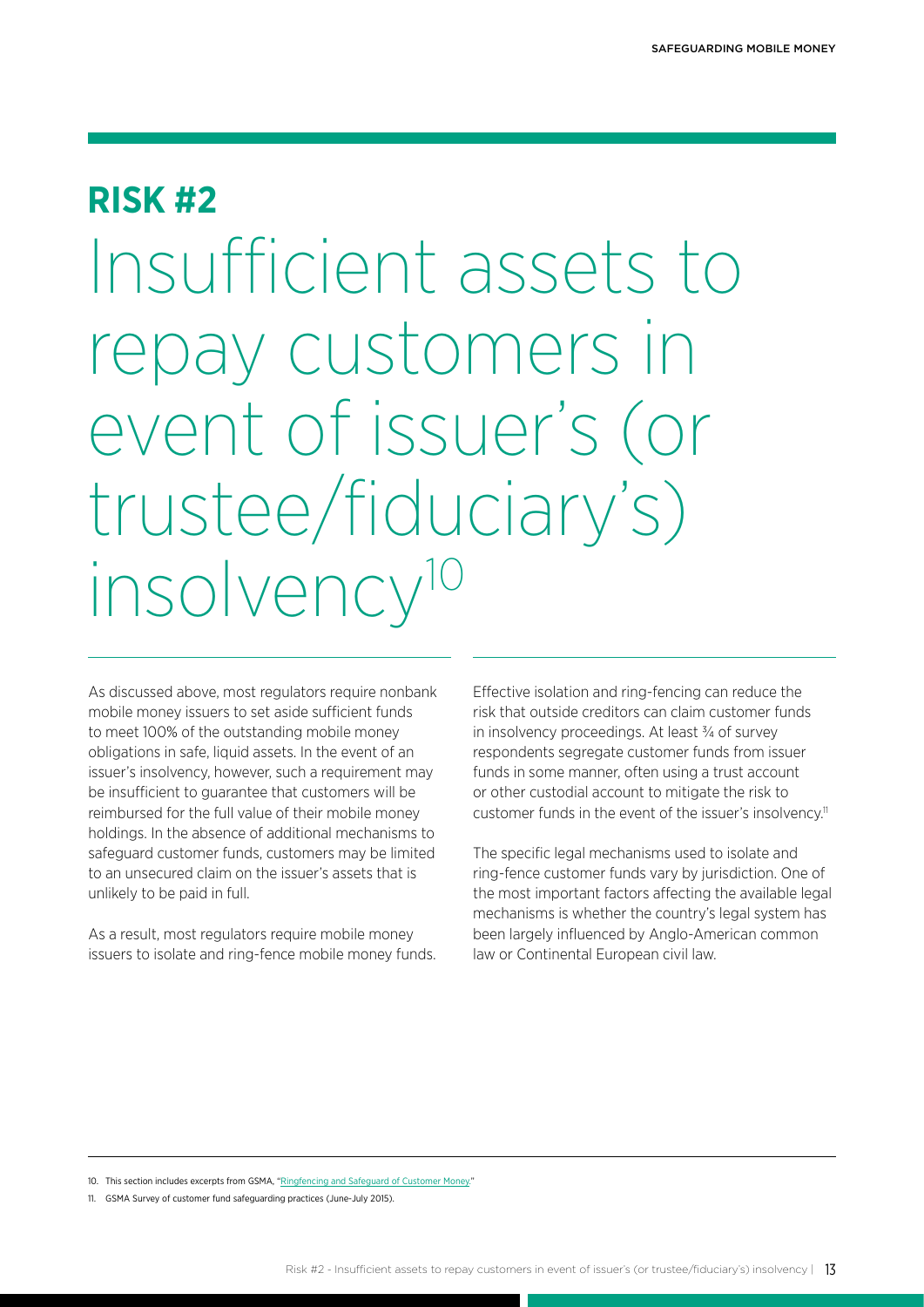## RISK #2

# Insufficient assets to repay customers in event of issuer's (or trustee/fiduciary's) insolvency[10]

As discussed above, most regulators require nonbank mobile money issuers to set aside sufficient funds to meet 100% of the outstanding mobile money obligations in safe, liquid assets. In the event of an issuer's insolvency, however, such a requirement may be insufficient to guarantee that customers will be reimbursed for the full value of their mobile money holdings. In the absence of additional mechanisms to safeguard customer funds, customers may be limited to an unsecured claim on the issuer's assets that is unlikely to be paid in full.

As a result, most regulators require mobile money issuers to isolate and ring-fence mobile money funds. Effective isolation and ring-fencing can reduce the risk that outside creditors can claim customer funds in insolvency proceedings. At least ¾ of survey respondents segregate customer funds from issuer funds in some manner, often using a trust account or other custodial account to mitigate the risk to customer funds in the event of the issuer's insolvency.[11]

The specific legal mechanisms used to isolate and ring-fence customer funds vary by jurisdiction. One of the most important factors affecting the available legal mechanisms is whether the country's legal system has been largely influenced by Anglo-American common law or Continental European civil law.

10. This section includes excerpts from GSMA, "Ringfencing and Safeguard of Customer Money."

11. GSMA Survey of customer fund safeguarding practices (June-July 2015).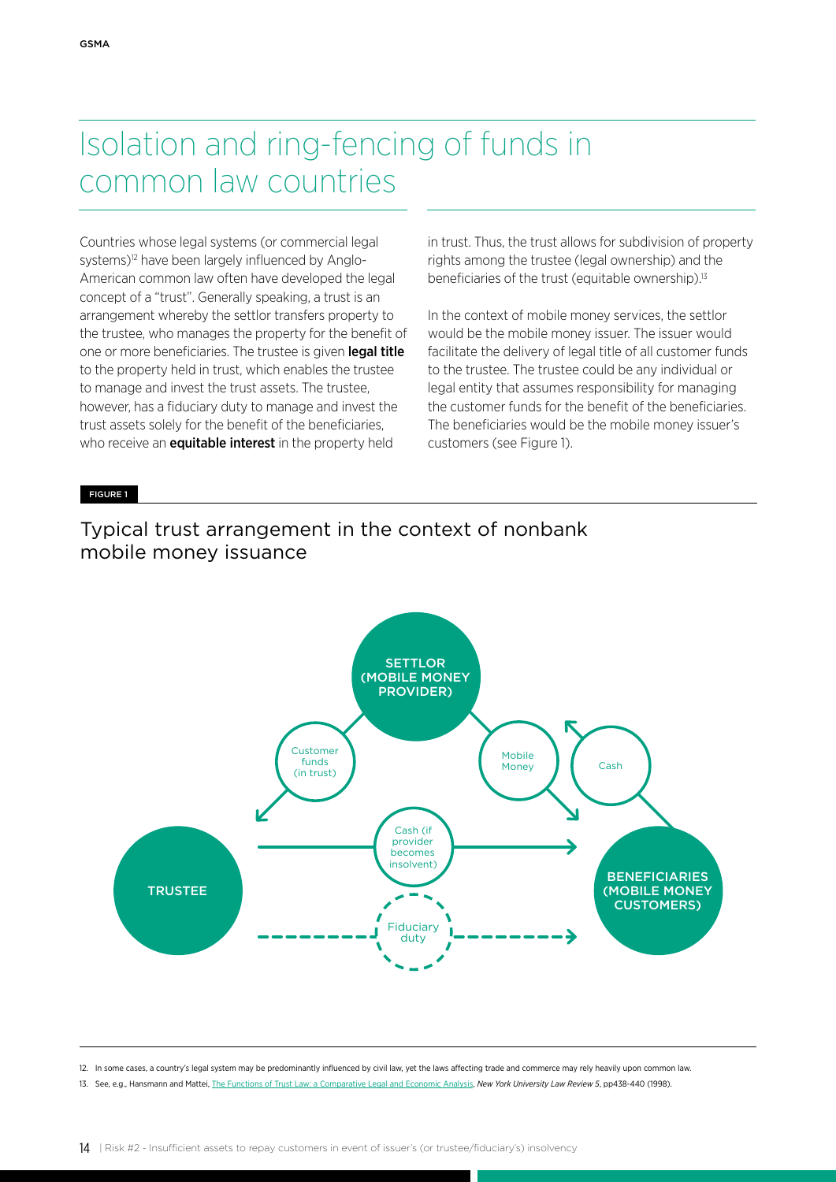# Isolation and ring-fencing of funds in common law countries

Countries whose legal systems (or commercial legal systems)[12] have been largely influenced by Anglo-American common law often have developed the legal concept of a "trust". Generally speaking, a trust is an arrangement whereby the settlor transfers property to the trustee, who manages the property for the benefit of one or more beneficiaries. The trustee is given **legal title** to the property held in trust, which enables the trustee to manage and invest the trust assets. The trustee, however, has a fiduciary duty to manage and invest the trust assets solely for the benefit of the beneficiaries, who receive an **equitable interest** in the property held in trust. Thus, the trust allows for subdivision of property rights among the trustee (legal ownership) and the beneficiaries of the trust (equitable ownership).[13]

In the context of mobile money services, the settlor would be the mobile money issuer. The issuer would facilitate the delivery of legal title of all customer funds to the trustee. The trustee could be any individual or legal entity that assumes responsibility for managing the customer funds for the benefit of the beneficiaries. The beneficiaries would be the mobile money issuer's customers (see Figure 1).

FIGURE 1

## Typical trust arrangement in the context of nonbank mobile money issuance

SETTLOR (MOBILE MONEY PROVIDER)

Customer funds (in trust)

Mobile Money

Cash

Cash (if provider becomes insolvent)

TRUSTEE

BENEFICIARIES (MOBILE MONEY CUSTOMERS)

Fiduciary duty

12. In some cases, a country's legal system may be predominantly influenced by civil law, yet the laws affecting trade and commerce may rely heavily upon common law.

13. See, e.g., Hansmann and Mattei, The Functions of Trust Law: a Comparative Legal and Economic Analysis, *New York University Law Review 5*, pp438-440 (1998).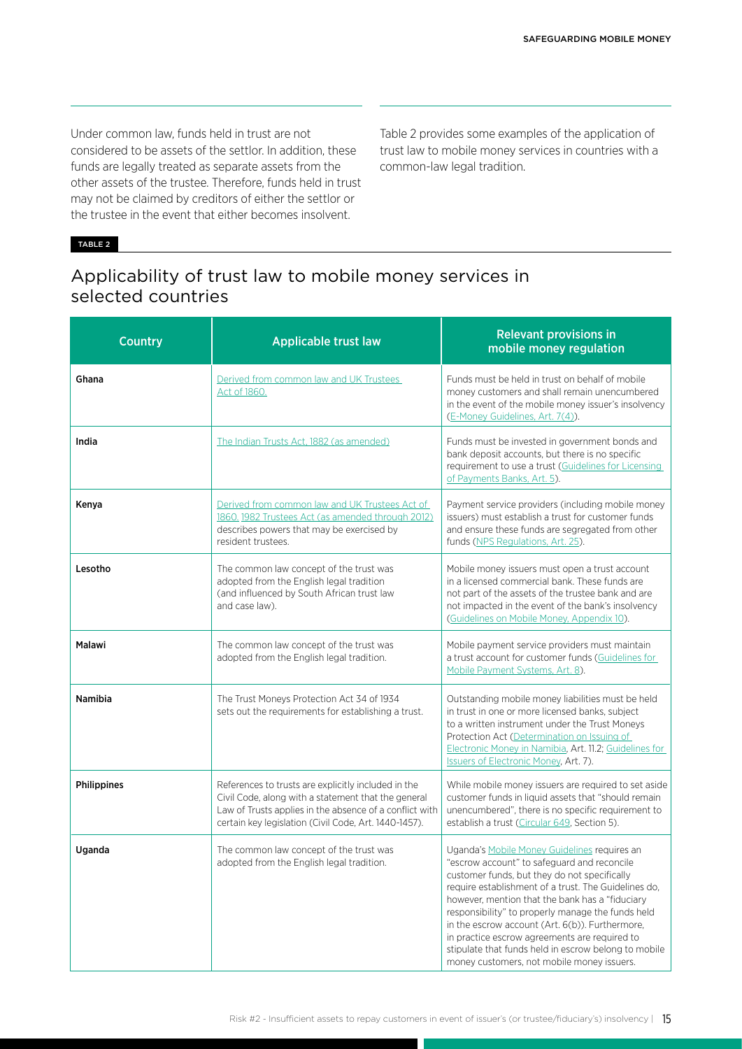Under common law, funds held in trust are not considered to be assets of the settlor. In addition, these funds are legally treated as separate assets from the other assets of the trustee. Therefore, funds held in trust may not be claimed by creditors of either the settlor or the trustee in the event that either becomes insolvent.

Table 2 provides some examples of the application of trust law to mobile money services in countries with a common-law legal tradition.

TABLE 2

## Applicability of trust law to mobile money services in selected countries

| Country | Applicable trust law | Relevant provisions in mobile money regulation |
|---|---|---|
| **Ghana** | Derived from common law and UK Trustees Act of 1860. | Funds must be held in trust on behalf of mobile money customers and shall remain unencumbered in the event of the mobile money issuer's insolvency (E-Money Guidelines, Art. 7(4)). |
| **India** | The Indian Trusts Act, 1882 (as amended) | Funds must be invested in government bonds and bank deposit accounts, but there is no specific requirement to use a trust (Guidelines for Licensing of Payments Banks, Art. 5). |
| **Kenya** | Derived from common law and UK Trustees Act of 1860. 1982 Trustees Act (as amended through 2012) describes powers that may be exercised by resident trustees. | Payment service providers (including mobile money issuers) must establish a trust for customer funds and ensure these funds are segregated from other funds (NPS Regulations, Art. 25). |
| **Lesotho** | The common law concept of the trust was adopted from the English legal tradition (and influenced by South African trust law and case law). | Mobile money issuers must open a trust account in a licensed commercial bank. These funds are not part of the assets of the trustee bank and are not impacted in the event of the bank's insolvency (Guidelines on Mobile Money, Appendix 10). |
| **Malawi** | The common law concept of the trust was adopted from the English legal tradition. | Mobile payment service providers must maintain a trust account for customer funds (Guidelines for Mobile Payment Systems, Art. 8). |
| **Namibia** | The Trust Moneys Protection Act 34 of 1934 sets out the requirements for establishing a trust. | Outstanding mobile money liabilities must be held in trust in one or more licensed banks, subject to a written instrument under the Trust Moneys Protection Act (Determination on Issuing of Electronic Money in Namibia, Art. 11.2; Guidelines for Issuers of Electronic Money, Art. 7). |
| **Philippines** | References to trusts are explicitly included in the Civil Code, along with a statement that the general Law of Trusts applies in the absence of a conflict with certain key legislation (Civil Code, Art. 1440-1457). | While mobile money issuers are required to set aside customer funds in liquid assets that "should remain unencumbered", there is no specific requirement to establish a trust (Circular 649, Section 5). |
| **Uganda** | The common law concept of the trust was adopted from the English legal tradition. | Uganda's Mobile Money Guidelines requires an "escrow account" to safeguard and reconcile customer funds, but they do not specifically require establishment of a trust. The Guidelines do, however, mention that the bank has a "fiduciary responsibility" to properly manage the funds held in the escrow account (Art. 6(b)). Furthermore, in practice escrow agreements are required to stipulate that funds held in escrow belong to mobile money customers, not mobile money issuers. |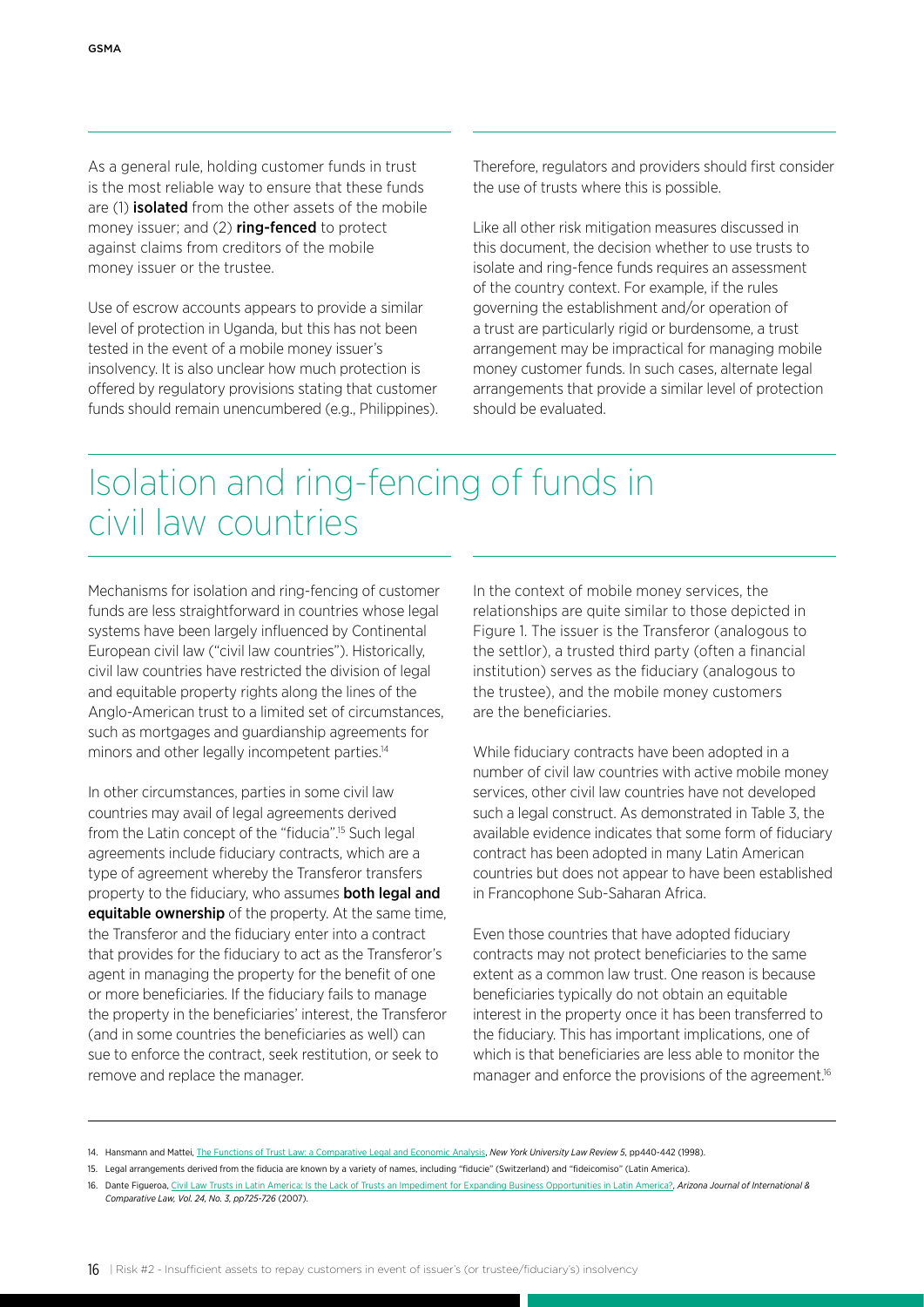As a general rule, holding customer funds in trust is the most reliable way to ensure that these funds are (1) **isolated** from the other assets of the mobile money issuer; and (2) **ring-fenced** to protect against claims from creditors of the mobile money issuer or the trustee.

Use of escrow accounts appears to provide a similar level of protection in Uganda, but this has not been tested in the event of a mobile money issuer's insolvency. It is also unclear how much protection is offered by regulatory provisions stating that customer funds should remain unencumbered (e.g., Philippines). Therefore, regulators and providers should first consider the use of trusts where this is possible.

Like all other risk mitigation measures discussed in this document, the decision whether to use trusts to isolate and ring-fence funds requires an assessment of the country context. For example, if the rules governing the establishment and/or operation of a trust are particularly rigid or burdensome, a trust arrangement may be impractical for managing mobile money customer funds. In such cases, alternate legal arrangements that provide a similar level of protection should be evaluated.

# Isolation and ring-fencing of funds in civil law countries

Mechanisms for isolation and ring-fencing of customer funds are less straightforward in countries whose legal systems have been largely influenced by Continental European civil law ("civil law countries"). Historically, civil law countries have restricted the division of legal and equitable property rights along the lines of the Anglo-American trust to a limited set of circumstances, such as mortgages and guardianship agreements for minors and other legally incompetent parties.[14]

In other circumstances, parties in some civil law countries may avail of legal agreements derived from the Latin concept of the "fiducia".[15] Such legal agreements include fiduciary contracts, which are a type of agreement whereby the Transferor transfers property to the fiduciary, who assumes **both legal and equitable ownership** of the property. At the same time, the Transferor and the fiduciary enter into a contract that provides for the fiduciary to act as the Transferor's agent in managing the property for the benefit of one or more beneficiaries. If the fiduciary fails to manage the property in the beneficiaries' interest, the Transferor (and in some countries the beneficiaries as well) can sue to enforce the contract, seek restitution, or seek to remove and replace the manager.

In the context of mobile money services, the relationships are quite similar to those depicted in Figure 1. The issuer is the Transferor (analogous to the settlor), a trusted third party (often a financial institution) serves as the fiduciary (analogous to the trustee), and the mobile money customers are the beneficiaries.

While fiduciary contracts have been adopted in a number of civil law countries with active mobile money services, other civil law countries have not developed such a legal construct. As demonstrated in Table 3, the available evidence indicates that some form of fiduciary contract has been adopted in many Latin American countries but does not appear to have been established in Francophone Sub-Saharan Africa.

Even those countries that have adopted fiduciary contracts may not protect beneficiaries to the same extent as a common law trust. One reason is because beneficiaries typically do not obtain an equitable interest in the property once it has been transferred to the fiduciary. This has important implications, one of which is that beneficiaries are less able to monitor the manager and enforce the provisions of the agreement.[16]

---

14. Hansmann and Mattei, The Functions of Trust Law: a Comparative Legal and Economic Analysis, *New York University Law Review 5*, pp440-442 (1998).

15. Legal arrangements derived from the fiducia are known by a variety of names, including "fiducie" (Switzerland) and "fideicomiso" (Latin America).

16. Dante Figueroa, Civil Law Trusts in Latin America: Is the Lack of Trusts an Impediment for Expanding Business Opportunities in Latin America?, *Arizona Journal of International & Comparative Law, Vol. 24, No. 3, pp725-726* (2007).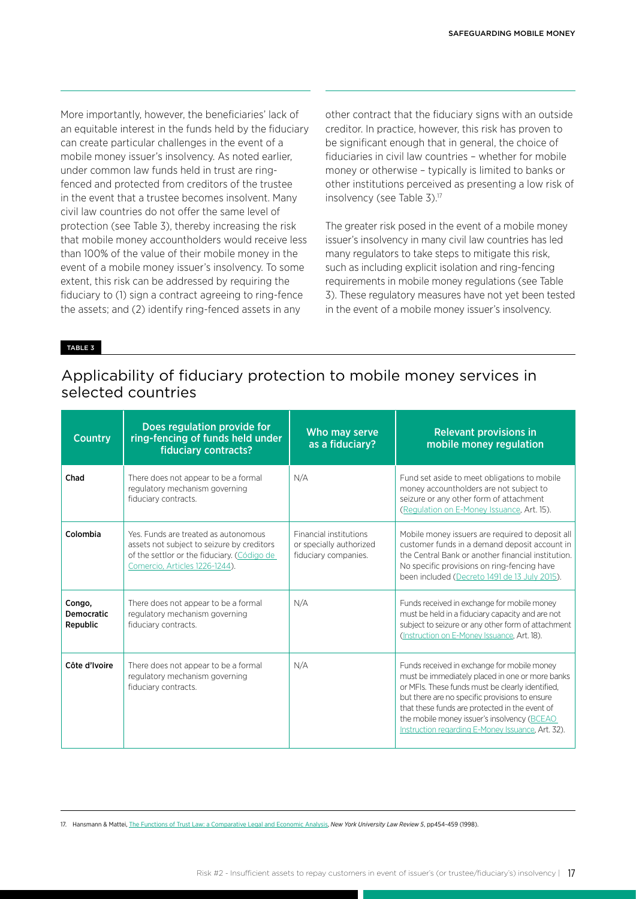More importantly, however, the beneficiaries' lack of an equitable interest in the funds held by the fiduciary can create particular challenges in the event of a mobile money issuer's insolvency. As noted earlier, under common law funds held in trust are ring-fenced and protected from creditors of the trustee in the event that a trustee becomes insolvent. Many civil law countries do not offer the same level of protection (see Table 3), thereby increasing the risk that mobile money accountholders would receive less than 100% of the value of their mobile money in the event of a mobile money issuer's insolvency. To some extent, this risk can be addressed by requiring the fiduciary to (1) sign a contract agreeing to ring-fence the assets; and (2) identify ring-fenced assets in any other contract that the fiduciary signs with an outside creditor. In practice, however, this risk has proven to be significant enough that in general, the choice of fiduciaries in civil law countries – whether for mobile money or otherwise – typically is limited to banks or other institutions perceived as presenting a low risk of insolvency (see Table 3).[17]

The greater risk posed in the event of a mobile money issuer's insolvency in many civil law countries has led many regulators to take steps to mitigate this risk, such as including explicit isolation and ring-fencing requirements in mobile money regulations (see Table 3). These regulatory measures have not yet been tested in the event of a mobile money issuer's insolvency.

TABLE 3

## Applicability of fiduciary protection to mobile money services in selected countries

| Country | Does regulation provide for ring-fencing of funds held under fiduciary contracts? | Who may serve as a fiduciary? | Relevant provisions in mobile money regulation |
|---|---|---|---|
| **Chad** | There does not appear to be a formal regulatory mechanism governing fiduciary contracts. | N/A | Fund set aside to meet obligations to mobile money accountholders are not subject to seizure or any other form of attachment (Regulation on E-Money Issuance, Art. 15). |
| **Colombia** | Yes. Funds are treated as autonomous assets not subject to seizure by creditors of the settlor or the fiduciary. (Código de Comercio, Articles 1226-1244). | Financial institutions or specially authorized fiduciary companies. | Mobile money issuers are required to deposit all customer funds in a demand deposit account in the Central Bank or another financial institution. No specific provisions on ring-fencing have been included (Decreto 1491 de 13 July 2015). |
| **Congo, Democratic Republic** | There does not appear to be a formal regulatory mechanism governing fiduciary contracts. | N/A | Funds received in exchange for mobile money must be held in a fiduciary capacity and are not subject to seizure or any other form of attachment (Instruction on E-Money Issuance, Art. 18). |
| **Côte d'Ivoire** | There does not appear to be a formal regulatory mechanism governing fiduciary contracts. | N/A | Funds received in exchange for mobile money must be immediately placed in one or more banks or MFIs. These funds must be clearly identified, but there are no specific provisions to ensure that these funds are protected in the event of the mobile money issuer's insolvency (BCEAO Instruction regarding E-Money Issuance, Art. 32). |

17. Hansmann & Mattei, The Functions of Trust Law: a Comparative Legal and Economic Analysis, *New York University Law Review 5*, pp454-459 (1998).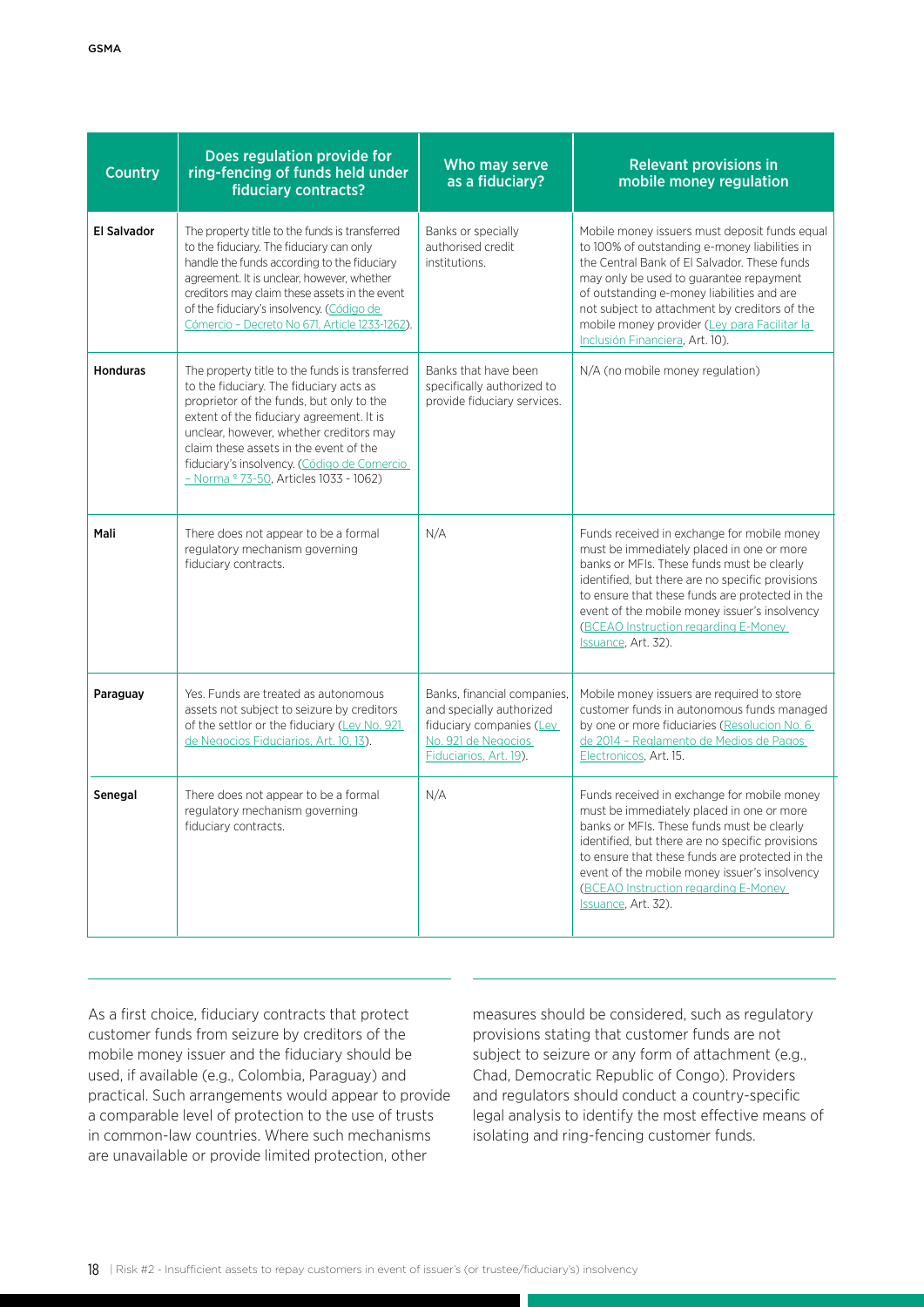| Country | Does regulation provide for ring-fencing of funds held under fiduciary contracts? | Who may serve as a fiduciary? | Relevant provisions in mobile money regulation |
| --- | --- | --- | --- |
| **El Salvador** | The property title to the funds is transferred to the fiduciary. The fiduciary can only handle the funds according to the fiduciary agreement. It is unclear, however, whether creditors may claim these assets in the event of the fiduciary's insolvency. (Código de Cómercio – Decreto No 671, Article 1233-1262). | Banks or specially authorised credit institutions. | Mobile money issuers must deposit funds equal to 100% of outstanding e-money liabilities in the Central Bank of El Salvador. These funds may only be used to guarantee repayment of outstanding e-money liabilities and are not subject to attachment by creditors of the mobile money provider (Ley para Facilitar la Inclusión Financiera, Art. 10). |
| **Honduras** | The property title to the funds is transferred to the fiduciary. The fiduciary acts as proprietor of the funds, but only to the extent of the fiduciary agreement. It is unclear, however, whether creditors may claim these assets in the event of the fiduciary's insolvency. (Código de Comercio – Norma º 73-50, Articles 1033 - 1062) | Banks that have been specifically authorized to provide fiduciary services. | N/A (no mobile money regulation) |
| **Mali** | There does not appear to be a formal regulatory mechanism governing fiduciary contracts. | N/A | Funds received in exchange for mobile money must be immediately placed in one or more banks or MFIs. These funds must be clearly identified, but there are no specific provisions to ensure that these funds are protected in the event of the mobile money issuer's insolvency (BCEAO Instruction regarding E-Money Issuance, Art. 32). |
| **Paraguay** | Yes. Funds are treated as autonomous assets not subject to seizure by creditors of the settlor or the fiduciary (Ley No. 921 de Negocios Fiduciarios, Art. 10, 13). | Banks, financial companies, and specially authorized fiduciary companies (Ley No. 921 de Negocios Fiduciarios, Art. 19). | Mobile money issuers are required to store customer funds in autonomous funds managed by one or more fiduciaries (Resolucion No. 6 de 2014 – Reglamento de Medios de Pagos Electronicos, Art. 15. |
| **Senegal** | There does not appear to be a formal regulatory mechanism governing fiduciary contracts. | N/A | Funds received in exchange for mobile money must be immediately placed in one or more banks or MFIs. These funds must be clearly identified, but there are no specific provisions to ensure that these funds are protected in the event of the mobile money issuer's insolvency (BCEAO Instruction regarding E-Money Issuance, Art. 32). |

As a first choice, fiduciary contracts that protect customer funds from seizure by creditors of the mobile money issuer and the fiduciary should be used, if available (e.g., Colombia, Paraguay) and practical. Such arrangements would appear to provide a comparable level of protection to the use of trusts in common-law countries. Where such mechanisms are unavailable or provide limited protection, other measures should be considered, such as regulatory provisions stating that customer funds are not subject to seizure or any form of attachment (e.g., Chad, Democratic Republic of Congo). Providers and regulators should conduct a country-specific legal analysis to identify the most effective means of isolating and ring-fencing customer funds.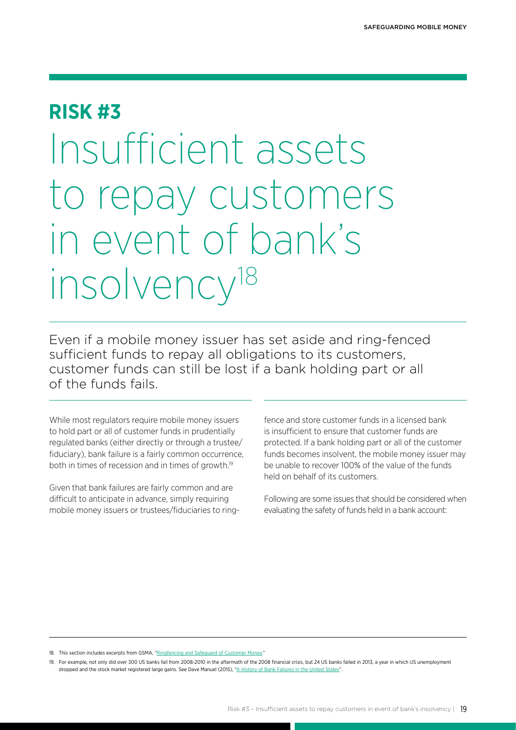# RISK #3

# Insufficient assets to repay customers in event of bank's insolvency[18]

Even if a mobile money issuer has set aside and ring-fenced sufficient funds to repay all obligations to its customers, customer funds can still be lost if a bank holding part or all of the funds fails.

While most regulators require mobile money issuers to hold part or all of customer funds in prudentially regulated banks (either directly or through a trustee/fiduciary), bank failure is a fairly common occurrence, both in times of recession and in times of growth.[19]

Given that bank failures are fairly common and are difficult to anticipate in advance, simply requiring mobile money issuers or trustees/fiduciaries to ring-fence and store customer funds in a licensed bank is insufficient to ensure that customer funds are protected. If a bank holding part or all of the customer funds becomes insolvent, the mobile money issuer may be unable to recover 100% of the value of the funds held on behalf of its customers.

Following are some issues that should be considered when evaluating the safety of funds held in a bank account:

---

18. This section includes excerpts from GSMA, "Ringfencing and Safeguard of Customer Money."

19. For example, not only did over 300 US banks fail from 2008-2010 in the aftermath of the 2008 financial crisis, but 24 US banks failed in 2013, a year in which US unemployment dropped and the stock market registered large gains. See Dave Manuel (2015), "A History of Bank Failures in the United States".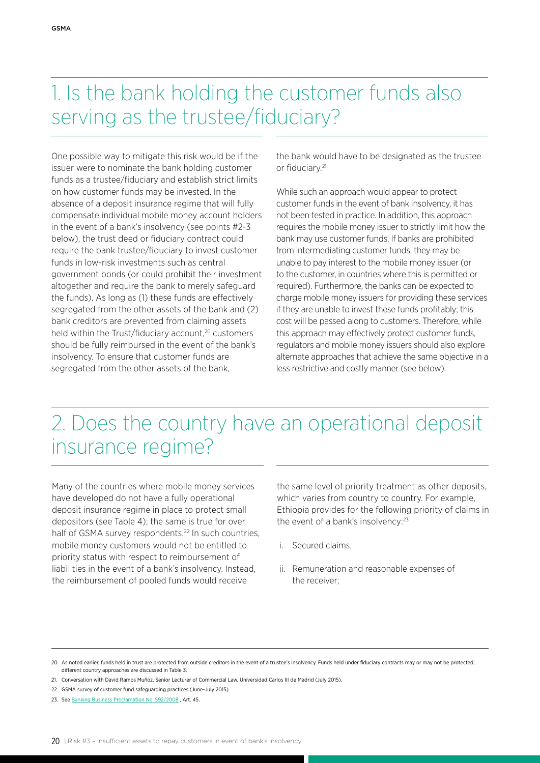## 1. Is the bank holding the customer funds also serving as the trustee/fiduciary?

One possible way to mitigate this risk would be if the issuer were to nominate the bank holding customer funds as a trustee/fiduciary and establish strict limits on how customer funds may be invested. In the absence of a deposit insurance regime that will fully compensate individual mobile money account holders in the event of a bank's insolvency (see points #2-3 below), the trust deed or fiduciary contract could require the bank trustee/fiduciary to invest customer funds in low-risk investments such as central government bonds (or could prohibit their investment altogether and require the bank to merely safeguard the funds). As long as (1) these funds are effectively segregated from the other assets of the bank and (2) bank creditors are prevented from claiming assets held within the Trust/fiduciary account,[20] customers should be fully reimbursed in the event of the bank's insolvency. To ensure that customer funds are segregated from the other assets of the bank, the bank would have to be designated as the trustee or fiduciary.[21]

While such an approach would appear to protect customer funds in the event of bank insolvency, it has not been tested in practice. In addition, this approach requires the mobile money issuer to strictly limit how the bank may use customer funds. If banks are prohibited from intermediating customer funds, they may be unable to pay interest to the mobile money issuer (or to the customer, in countries where this is permitted or required). Furthermore, the banks can be expected to charge mobile money issuers for providing these services if they are unable to invest these funds profitably; this cost will be passed along to customers. Therefore, while this approach may effectively protect customer funds, regulators and mobile money issuers should also explore alternate approaches that achieve the same objective in a less restrictive and costly manner (see below).

## 2. Does the country have an operational deposit insurance regime?

Many of the countries where mobile money services have developed do not have a fully operational deposit insurance regime in place to protect small depositors (see Table 4); the same is true for over half of GSMA survey respondents.[22] In such countries, mobile money customers would not be entitled to priority status with respect to reimbursement of liabilities in the event of a bank's insolvency. Instead, the reimbursement of pooled funds would receive the same level of priority treatment as other deposits, which varies from country to country. For example, Ethiopia provides for the following priority of claims in the event of a bank's insolvency:[23]

i. Secured claims;

ii. Remuneration and reasonable expenses of the receiver;

---

20. As noted earlier, funds held in trust are protected from outside creditors in the event of a trustee's insolvency. Funds held under fiduciary contracts may or may not be protected; different country approaches are discussed in Table 3.

21. Conversation with David Ramos Muñoz, Senior Lecturer of Commercial Law, Universidad Carlos III de Madrid (July 2015).

22. GSMA survey of customer fund safeguarding practices (June-July 2015).

23. See Banking Business Proclamation No. 592/2008 , Art. 45.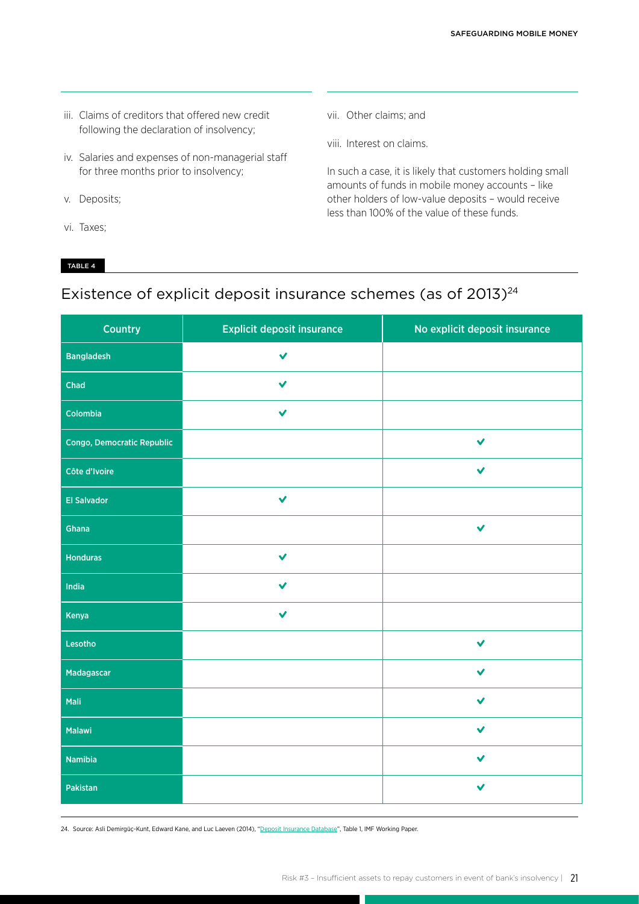iii. Claims of creditors that offered new credit following the declaration of insolvency;

iv. Salaries and expenses of non-managerial staff for three months prior to insolvency;

v. Deposits;

vi. Taxes;

vii. Other claims; and

viii. Interest on claims.

In such a case, it is likely that customers holding small amounts of funds in mobile money accounts – like other holders of low-value deposits – would receive less than 100% of the value of these funds.

TABLE 4

## Existence of explicit deposit insurance schemes (as of 2013)[24]

| Country | Explicit deposit insurance | No explicit deposit insurance |
|---|---|---|
| Bangladesh | ✔ | |
| Chad | ✔ | |
| Colombia | ✔ | |
| Congo, Democratic Republic | | ✔ |
| Côte d'Ivoire | | ✔ |
| El Salvador | ✔ | |
| Ghana | | ✔ |
| Honduras | ✔ | |
| India | ✔ | |
| Kenya | ✔ | |
| Lesotho | | ✔ |
| Madagascar | | ✔ |
| Mali | | ✔ |
| Malawi | | ✔ |
| Namibia | | ✔ |
| Pakistan | | ✔ |

24. Source: Asli Demirgüç-Kunt, Edward Kane, and Luc Laeven (2014), "Deposit Insurance Database", Table 1, IMF Working Paper.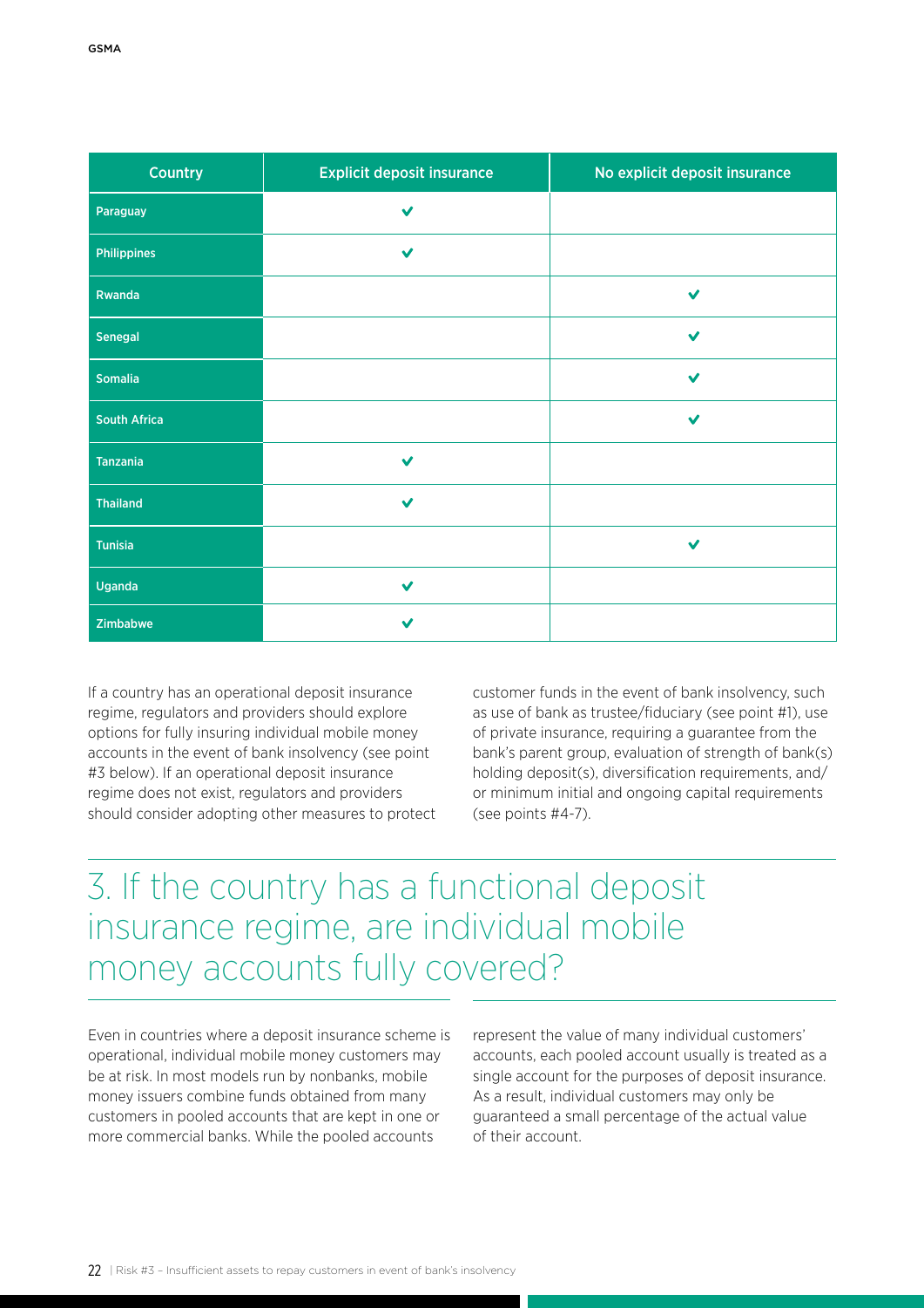| Country | Explicit deposit insurance | No explicit deposit insurance |
|---|---|---|
| Paraguay | ✔ | |
| Philippines | ✔ | |
| Rwanda | | ✔ |
| Senegal | | ✔ |
| Somalia | | ✔ |
| South Africa | | ✔ |
| Tanzania | ✔ | |
| Thailand | ✔ | |
| Tunisia | | ✔ |
| Uganda | ✔ | |
| Zimbabwe | ✔ | |

If a country has an operational deposit insurance regime, regulators and providers should explore options for fully insuring individual mobile money accounts in the event of bank insolvency (see point #3 below). If an operational deposit insurance regime does not exist, regulators and providers should consider adopting other measures to protect customer funds in the event of bank insolvency, such as use of bank as trustee/fiduciary (see point #1), use of private insurance, requiring a guarantee from the bank's parent group, evaluation of strength of bank(s) holding deposit(s), diversification requirements, and/or minimum initial and ongoing capital requirements (see points #4-7).

## 3. If the country has a functional deposit insurance regime, are individual mobile money accounts fully covered?

Even in countries where a deposit insurance scheme is operational, individual mobile money customers may be at risk. In most models run by nonbanks, mobile money issuers combine funds obtained from many customers in pooled accounts that are kept in one or more commercial banks. While the pooled accounts represent the value of many individual customers' accounts, each pooled account usually is treated as a single account for the purposes of deposit insurance. As a result, individual customers may only be guaranteed a small percentage of the actual value of their account.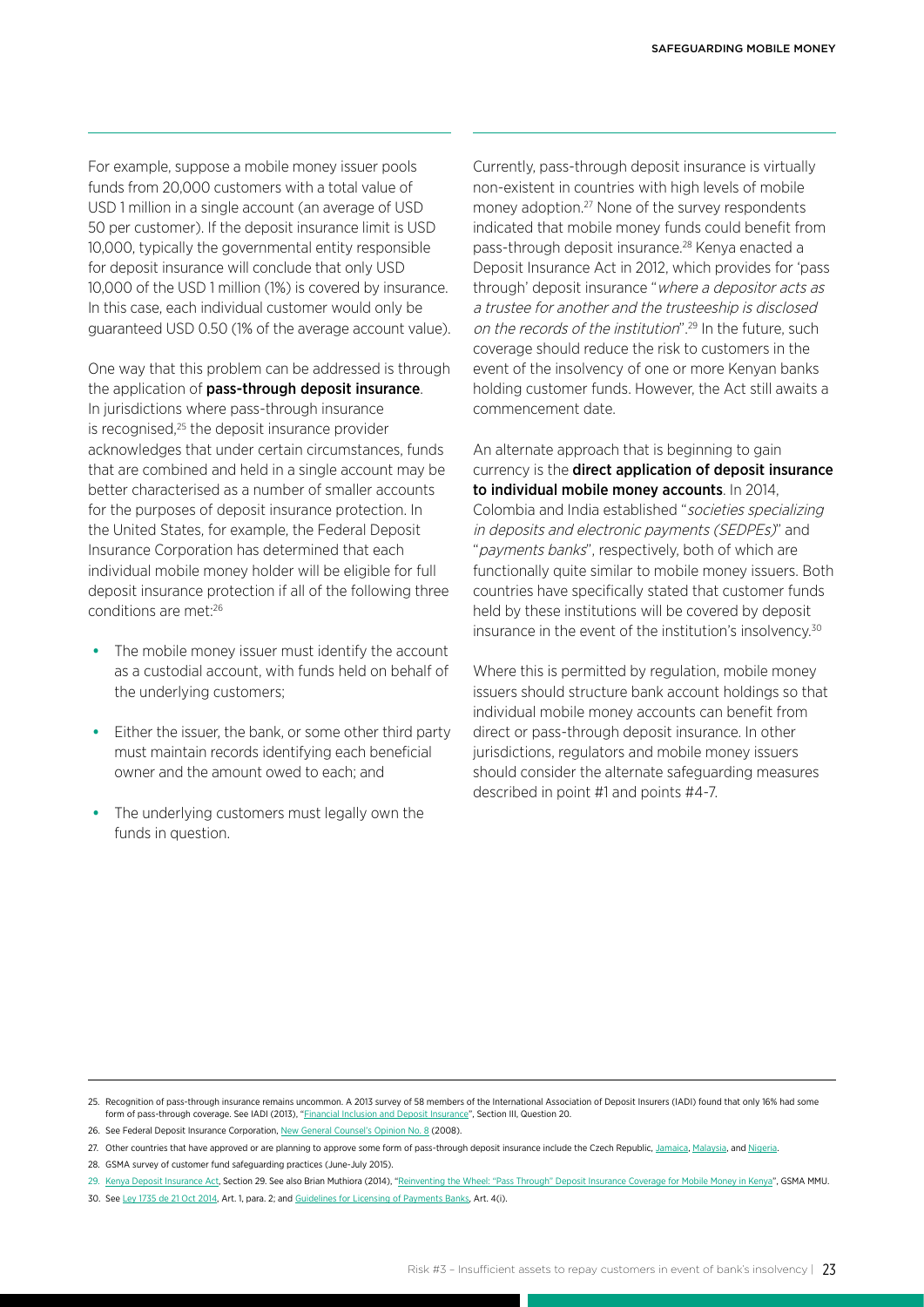For example, suppose a mobile money issuer pools funds from 20,000 customers with a total value of USD 1 million in a single account (an average of USD 50 per customer). If the deposit insurance limit is USD 10,000, typically the governmental entity responsible for deposit insurance will conclude that only USD 10,000 of the USD 1 million (1%) is covered by insurance. In this case, each individual customer would only be guaranteed USD 0.50 (1% of the average account value).

One way that this problem can be addressed is through the application of **pass-through deposit insurance**. In jurisdictions where pass-through insurance is recognised,[25] the deposit insurance provider acknowledges that under certain circumstances, funds that are combined and held in a single account may be better characterised as a number of smaller accounts for the purposes of deposit insurance protection. In the United States, for example, the Federal Deposit Insurance Corporation has determined that each individual mobile money holder will be eligible for full deposit insurance protection if all of the following three conditions are met:[26]

- The mobile money issuer must identify the account as a custodial account, with funds held on behalf of the underlying customers;
- Either the issuer, the bank, or some other third party must maintain records identifying each beneficial owner and the amount owed to each; and
- The underlying customers must legally own the funds in question.

Currently, pass-through deposit insurance is virtually non-existent in countries with high levels of mobile money adoption.[27] None of the survey respondents indicated that mobile money funds could benefit from pass-through deposit insurance.[28] Kenya enacted a Deposit Insurance Act in 2012, which provides for 'pass through' deposit insurance "*where a depositor acts as a trustee for another and the trusteeship is disclosed on the records of the institution*".[29] In the future, such coverage should reduce the risk to customers in the event of the insolvency of one or more Kenyan banks holding customer funds. However, the Act still awaits a commencement date.

An alternate approach that is beginning to gain currency is the **direct application of deposit insurance to individual mobile money accounts**. In 2014, Colombia and India established "*societies specializing in deposits and electronic payments (SEDPEs)*" and "*payments banks*", respectively, both of which are functionally quite similar to mobile money issuers. Both countries have specifically stated that customer funds held by these institutions will be covered by deposit insurance in the event of the institution's insolvency.[30]

Where this is permitted by regulation, mobile money issuers should structure bank account holdings so that individual mobile money accounts can benefit from direct or pass-through deposit insurance. In other jurisdictions, regulators and mobile money issuers should consider the alternate safeguarding measures described in point #1 and points #4-7.

---

25. Recognition of pass-through insurance remains uncommon. A 2013 survey of 58 members of the International Association of Deposit Insurers (IADI) found that only 16% had some form of pass-through coverage. See IADI (2013), "Financial Inclusion and Deposit Insurance", Section III, Question 20.
26. See Federal Deposit Insurance Corporation, New General Counsel's Opinion No. 8 (2008).
27. Other countries that have approved or are planning to approve some form of pass-through deposit insurance include the Czech Republic, Jamaica, Malaysia, and Nigeria.
28. GSMA survey of customer fund safeguarding practices (June-July 2015).
29. Kenya Deposit Insurance Act, Section 29. See also Brian Muthiora (2014), "Reinventing the Wheel: "Pass Through" Deposit Insurance Coverage for Mobile Money in Kenya", GSMA MMU.
30. See Ley 1735 de 21 Oct 2014, Art. 1, para. 2; and Guidelines for Licensing of Payments Banks, Art. 4(i).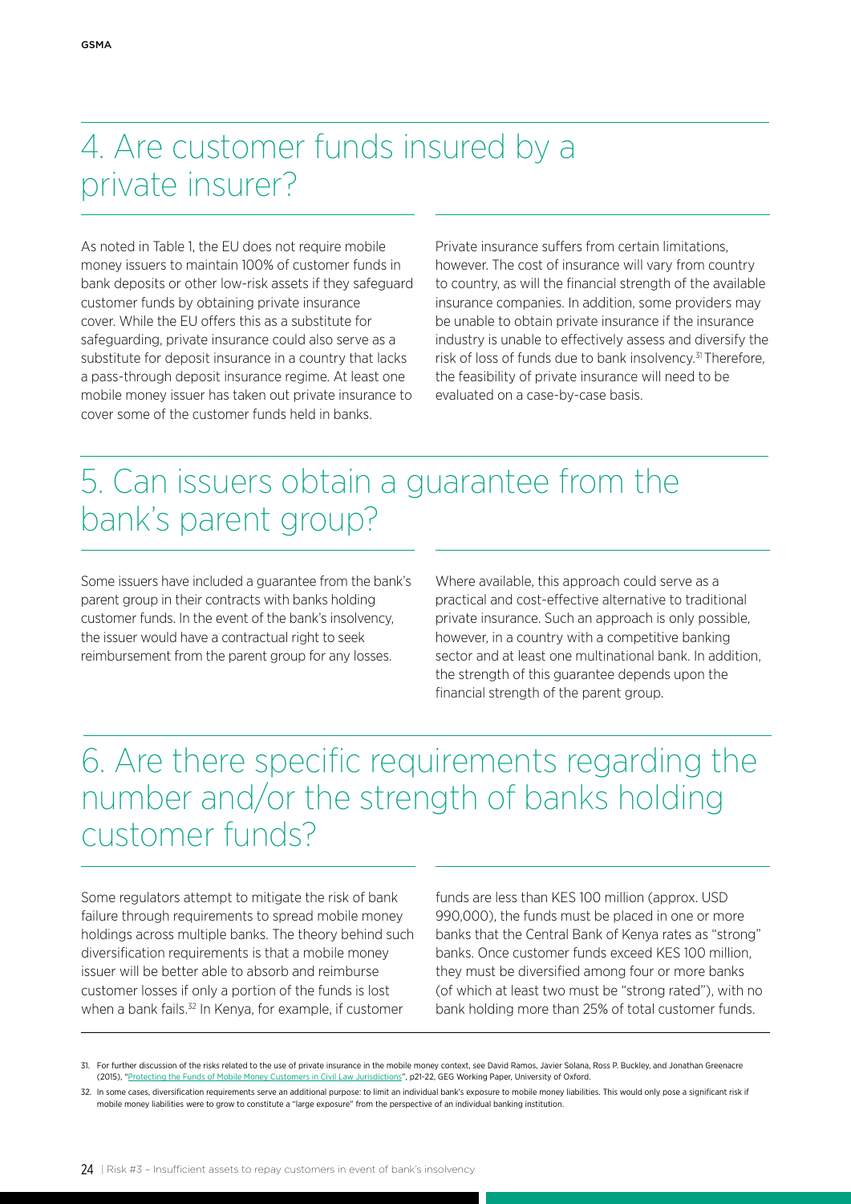## 4. Are customer funds insured by a private insurer?

As noted in Table 1, the EU does not require mobile money issuers to maintain 100% of customer funds in bank deposits or other low-risk assets if they safeguard customer funds by obtaining private insurance cover. While the EU offers this as a substitute for safeguarding, private insurance could also serve as a substitute for deposit insurance in a country that lacks a pass-through deposit insurance regime. At least one mobile money issuer has taken out private insurance to cover some of the customer funds held in banks.

Private insurance suffers from certain limitations, however. The cost of insurance will vary from country to country, as will the financial strength of the available insurance companies. In addition, some providers may be unable to obtain private insurance if the insurance industry is unable to effectively assess and diversify the risk of loss of funds due to bank insolvency.[31] Therefore, the feasibility of private insurance will need to be evaluated on a case-by-case basis.

## 5. Can issuers obtain a guarantee from the bank's parent group?

Some issuers have included a guarantee from the bank's parent group in their contracts with banks holding customer funds. In the event of the bank's insolvency, the issuer would have a contractual right to seek reimbursement from the parent group for any losses.

Where available, this approach could serve as a practical and cost-effective alternative to traditional private insurance. Such an approach is only possible, however, in a country with a competitive banking sector and at least one multinational bank. In addition, the strength of this guarantee depends upon the financial strength of the parent group.

## 6. Are there specific requirements regarding the number and/or the strength of banks holding customer funds?

Some regulators attempt to mitigate the risk of bank failure through requirements to spread mobile money holdings across multiple banks. The theory behind such diversification requirements is that a mobile money issuer will be better able to absorb and reimburse customer losses if only a portion of the funds is lost when a bank fails.[32] In Kenya, for example, if customer funds are less than KES 100 million (approx. USD 990,000), the funds must be placed in one or more banks that the Central Bank of Kenya rates as "strong" banks. Once customer funds exceed KES 100 million, they must be diversified among four or more banks (of which at least two must be "strong rated"), with no bank holding more than 25% of total customer funds.

31. For further discussion of the risks related to the use of private insurance in the mobile money context, see David Ramos, Javier Solana, Ross P. Buckley, and Jonathan Greenacre (2015), "Protecting the Funds of Mobile Money Customers in Civil Law Jurisdictions", p21-22, GEG Working Paper, University of Oxford.

32. In some cases, diversification requirements serve an additional purpose: to limit an individual bank's exposure to mobile money liabilities. This would only pose a significant risk if mobile money liabilities were to grow to constitute a "large exposure" from the perspective of an individual banking institution.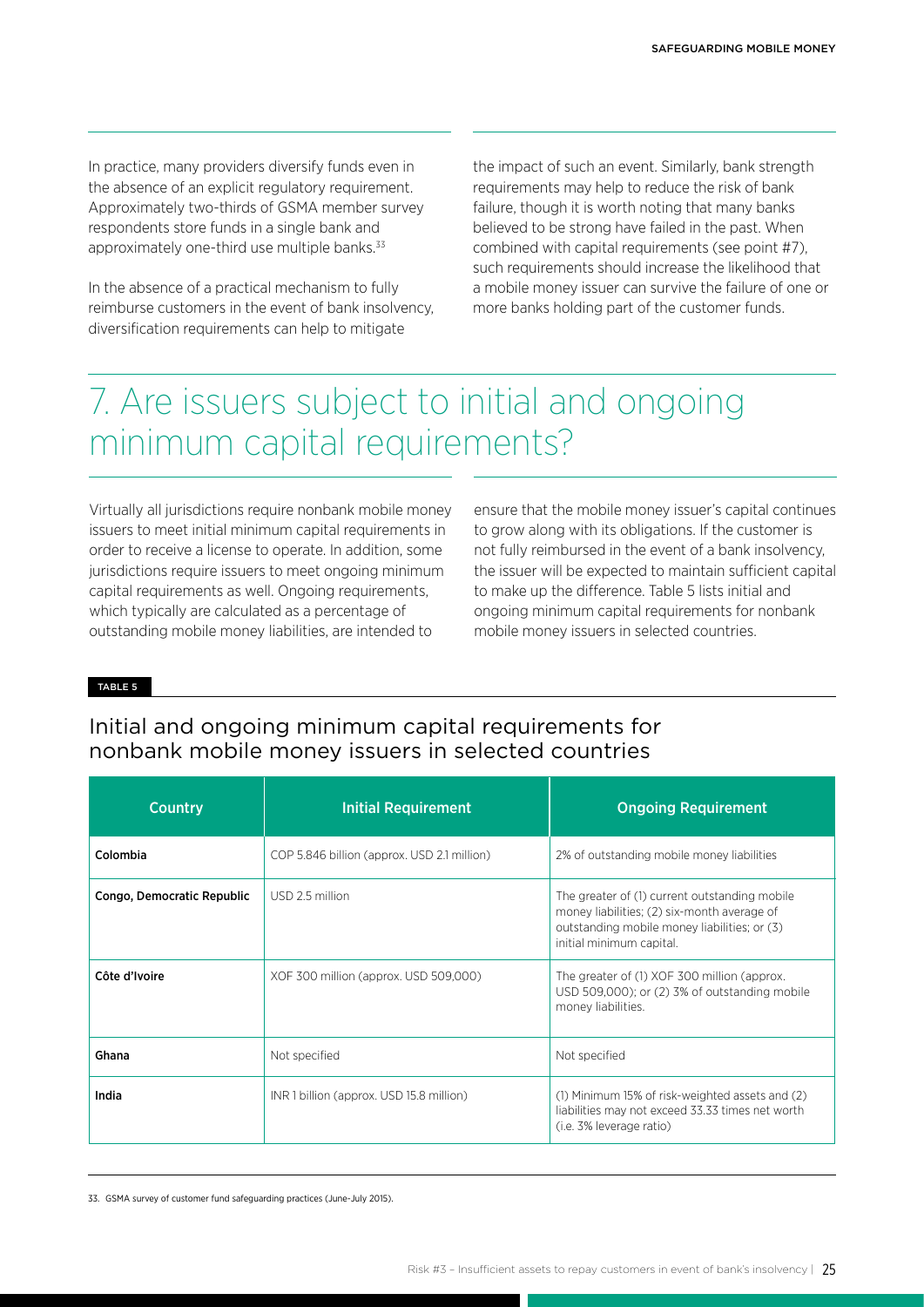In practice, many providers diversify funds even in the absence of an explicit regulatory requirement. Approximately two-thirds of GSMA member survey respondents store funds in a single bank and approximately one-third use multiple banks.[33]

In the absence of a practical mechanism to fully reimburse customers in the event of bank insolvency, diversification requirements can help to mitigate the impact of such an event. Similarly, bank strength requirements may help to reduce the risk of bank failure, though it is worth noting that many banks believed to be strong have failed in the past. When combined with capital requirements (see point #7), such requirements should increase the likelihood that a mobile money issuer can survive the failure of one or more banks holding part of the customer funds.

# 7. Are issuers subject to initial and ongoing minimum capital requirements?

Virtually all jurisdictions require nonbank mobile money issuers to meet initial minimum capital requirements in order to receive a license to operate. In addition, some jurisdictions require issuers to meet ongoing minimum capital requirements as well. Ongoing requirements, which typically are calculated as a percentage of outstanding mobile money liabilities, are intended to ensure that the mobile money issuer's capital continues to grow along with its obligations. If the customer is not fully reimbursed in the event of a bank insolvency, the issuer will be expected to maintain sufficient capital to make up the difference. Table 5 lists initial and ongoing minimum capital requirements for nonbank mobile money issuers in selected countries.

TABLE 5

## Initial and ongoing minimum capital requirements for nonbank mobile money issuers in selected countries

| Country | Initial Requirement | Ongoing Requirement |
|---|---|---|
| **Colombia** | COP 5.846 billion (approx. USD 2.1 million) | 2% of outstanding mobile money liabilities |
| **Congo, Democratic Republic** | USD 2.5 million | The greater of (1) current outstanding mobile money liabilities; (2) six-month average of outstanding mobile money liabilities; or (3) initial minimum capital. |
| **Côte d'Ivoire** | XOF 300 million (approx. USD 509,000) | The greater of (1) XOF 300 million (approx. USD 509,000); or (2) 3% of outstanding mobile money liabilities. |
| **Ghana** | Not specified | Not specified |
| **India** | INR 1 billion (approx. USD 15.8 million) | (1) Minimum 15% of risk-weighted assets and (2) liabilities may not exceed 33.33 times net worth (i.e. 3% leverage ratio) |

33. GSMA survey of customer fund safeguarding practices (June-July 2015).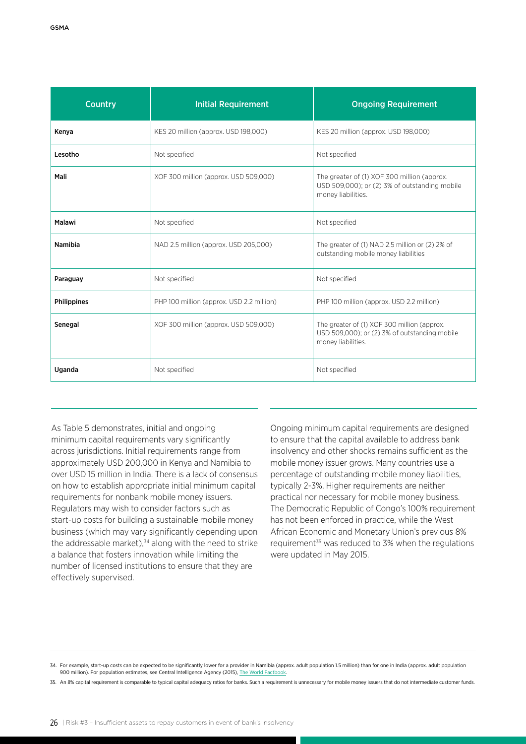| Country | Initial Requirement | Ongoing Requirement |
|---|---|---|
| **Kenya** | KES 20 million (approx. USD 198,000) | KES 20 million (approx. USD 198,000) |
| **Lesotho** | Not specified | Not specified |
| **Mali** | XOF 300 million (approx. USD 509,000) | The greater of (1) XOF 300 million (approx. USD 509,000); or (2) 3% of outstanding mobile money liabilities. |
| **Malawi** | Not specified | Not specified |
| **Namibia** | NAD 2.5 million (approx. USD 205,000) | The greater of (1) NAD 2.5 million or (2) 2% of outstanding mobile money liabilities |
| **Paraguay** | Not specified | Not specified |
| **Philippines** | PHP 100 million (approx. USD 2.2 million) | PHP 100 million (approx. USD 2.2 million) |
| **Senegal** | XOF 300 million (approx. USD 509,000) | The greater of (1) XOF 300 million (approx. USD 509,000); or (2) 3% of outstanding mobile money liabilities. |
| **Uganda** | Not specified | Not specified |

As Table 5 demonstrates, initial and ongoing minimum capital requirements vary significantly across jurisdictions. Initial requirements range from approximately USD 200,000 in Kenya and Namibia to over USD 15 million in India. There is a lack of consensus on how to establish appropriate initial minimum capital requirements for nonbank mobile money issuers. Regulators may wish to consider factors such as start-up costs for building a sustainable mobile money business (which may vary significantly depending upon the addressable market),[34] along with the need to strike a balance that fosters innovation while limiting the number of licensed institutions to ensure that they are effectively supervised.

Ongoing minimum capital requirements are designed to ensure that the capital available to address bank insolvency and other shocks remains sufficient as the mobile money issuer grows. Many countries use a percentage of outstanding mobile money liabilities, typically 2-3%. Higher requirements are neither practical nor necessary for mobile money business. The Democratic Republic of Congo's 100% requirement has not been enforced in practice, while the West African Economic and Monetary Union's previous 8% requirement[35] was reduced to 3% when the regulations were updated in May 2015.

34. For example, start-up costs can be expected to be significantly lower for a provider in Namibia (approx. adult population 1.5 million) than for one in India (approx. adult population 900 million). For population estimates, see Central Intelligence Agency (2015), The World Factbook.

35. An 8% capital requirement is comparable to typical capital adequacy ratios for banks. Such a requirement is unnecessary for mobile money issuers that do not intermediate customer funds.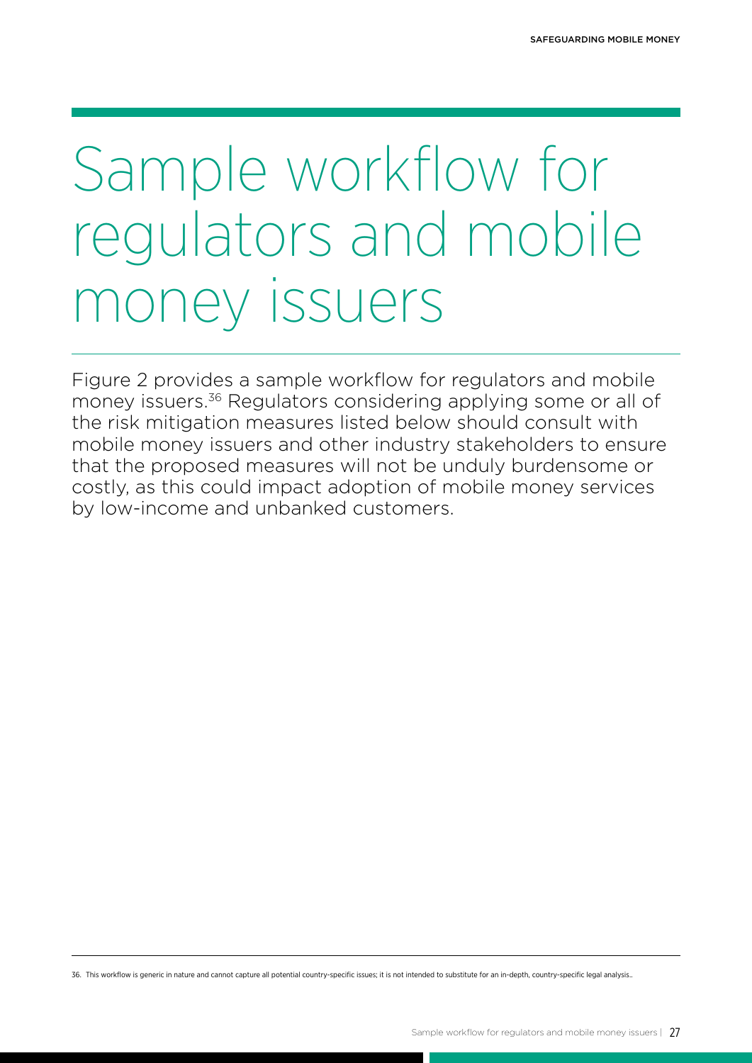# Sample workflow for regulators and mobile money issuers

Figure 2 provides a sample workflow for regulators and mobile money issuers.[36] Regulators considering applying some or all of the risk mitigation measures listed below should consult with mobile money issuers and other industry stakeholders to ensure that the proposed measures will not be unduly burdensome or costly, as this could impact adoption of mobile money services by low-income and unbanked customers.

36. This workflow is generic in nature and cannot capture all potential country-specific issues; it is not intended to substitute for an in-depth, country-specific legal analysis..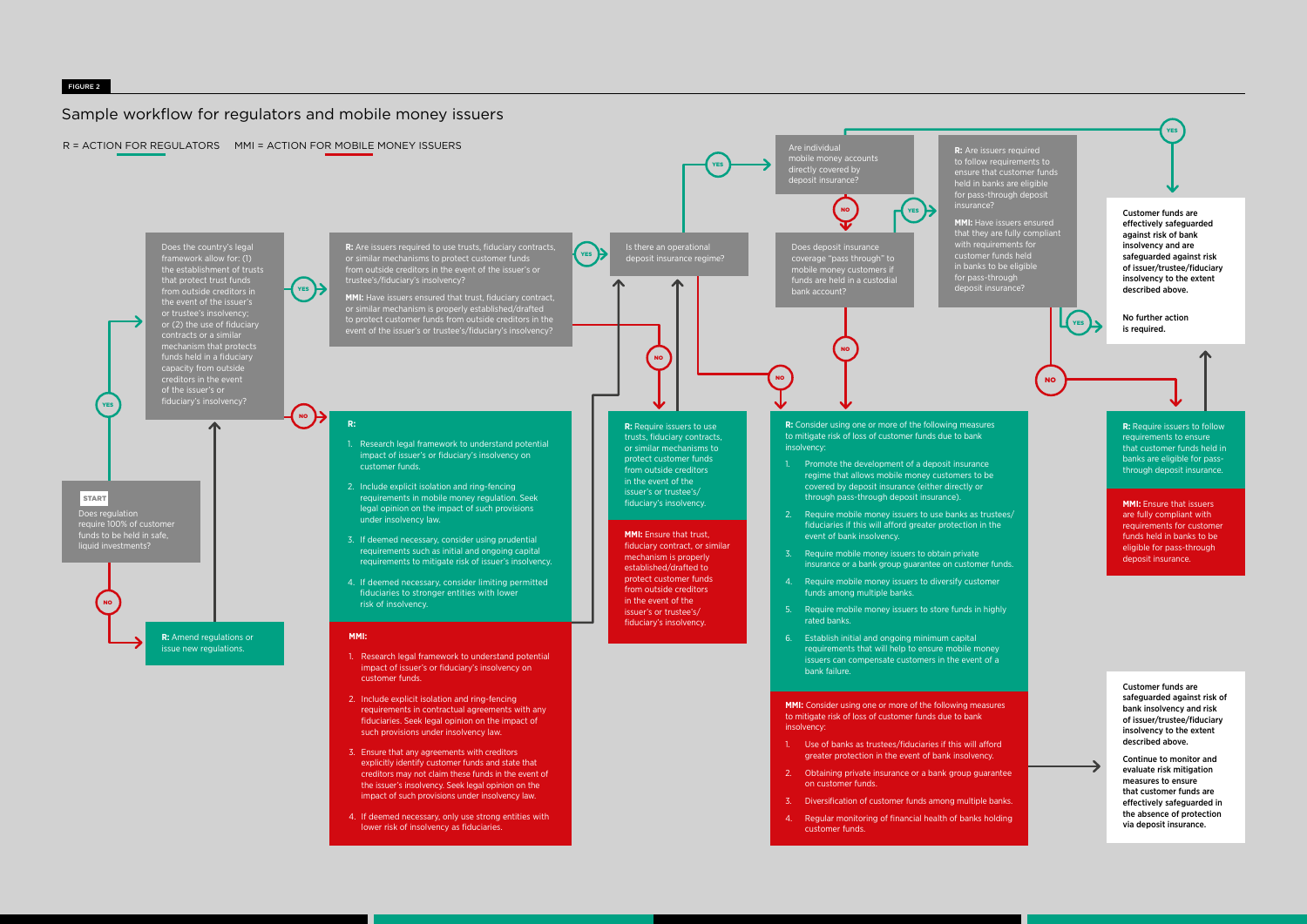FIGURE 2

## Sample workflow for regulators and mobile money issuers

R = ACTION FOR REGULATORS    MMI = ACTION FOR MOBILE MONEY ISSUERS

**START**

Does regulation require 100% of customer funds to be held in safe, liquid investments?

NO → **R:** Amend regulations or issue new regulations.

YES → Does the country's legal framework allow for: (1) the establishment of trusts that protect trust funds from outside creditors in the event of the issuer's or trustee's insolvency; or (2) the use of fiduciary contracts or a similar mechanism that protects funds held in a fiduciary capacity from outside creditors in the event of the issuer's or fiduciary's insolvency?

NO →

**R:**

1. Research legal framework to understand potential impact of issuer's or fiduciary's insolvency on customer funds.
2. Include explicit isolation and ring-fencing requirements in mobile money regulation. Seek legal opinion on the impact of such provisions under insolvency law.
3. If deemed necessary, consider using prudential requirements such as initial and ongoing capital requirements to mitigate risk of issuer's insolvency.
4. If deemed necessary, consider limiting permitted fiduciaries to stronger entities with lower risk of insolvency.

**MMI:**

1. Research legal framework to understand potential impact of issuer's or fiduciary's insolvency on customer funds.
2. Include explicit isolation and ring-fencing requirements in contractual agreements with any fiduciaries. Seek legal opinion on the impact of such provisions under insolvency law.
3. Ensure that any agreements with creditors explicitly identify customer funds and state that creditors may not claim these funds in the event of the issuer's insolvency. Seek legal opinion on the impact of such provisions under insolvency law.
4. If deemed necessary, only use strong entities with lower risk of insolvency as fiduciaries.

YES → **R:** Are issuers required to use trusts, fiduciary contracts, or similar mechanisms to protect customer funds from outside creditors in the event of the issuer's or trustee's/fiduciary's insolvency?

**MMI:** Have issuers ensured that trust, fiduciary contract, or similar mechanism is properly established/drafted to protect customer funds from outside creditors in the event of the issuer's or trustee's/fiduciary's insolvency?

NO → **R:** Require issuers to use trusts, fiduciary contracts, or similar mechanisms to protect customer funds from outside creditors in the event of the issuer's or trustee's/fiduciary's insolvency.

**MMI:** Ensure that trust, fiduciary contract, or similar mechanism is properly established/drafted to protect customer funds from outside creditors in the event of the issuer's or trustee's/fiduciary's insolvency.

YES → Is there an operational deposit insurance regime?

NO →

**R:** Consider using one or more of the following measures to mitigate risk of loss of customer funds due to bank insolvency:

1. Promote the development of a deposit insurance regime that allows mobile money customers to be covered by deposit insurance (either directly or through pass-through deposit insurance).
2. Require mobile money issuers to use banks as trustees/fiduciaries if this will afford greater protection in the event of bank insolvency.
3. Require mobile money issuers to obtain private insurance or a bank group guarantee on customer funds.
4. Require mobile money issuers to diversify customer funds among multiple banks.
5. Require mobile money issuers to store funds in highly rated banks.
6. Establish initial and ongoing minimum capital requirements that will help to ensure mobile money issuers can compensate customers in the event of a bank failure.

**MMI:** Consider using one or more of the following measures to mitigate risk of loss of customer funds due to bank insolvency:

1. Use of banks as trustees/fiduciaries if this will afford greater protection in the event of bank insolvency.
2. Obtaining private insurance or a bank group guarantee on customer funds.
3. Diversification of customer funds among multiple banks.
4. Regular monitoring of financial health of banks holding customer funds.

→ Customer funds are safeguarded against risk of bank insolvency and risk of issuer/trustee/fiduciary insolvency to the extent described above.

Continue to monitor and evaluate risk mitigation measures to ensure that customer funds are effectively safeguarded in the absence of protection via deposit insurance.

YES → Are individual mobile money accounts directly covered by deposit insurance?

NO → Does deposit insurance coverage "pass through" to mobile money customers if funds are held in a custodial bank account?

NO → (see measures above for bank insolvency)

YES → **R:** Are issuers required to follow requirements to ensure that customer funds held in banks are eligible for pass-through deposit insurance?

**MMI:** Have issuers ensured that they are fully compliant with requirements for customer funds held in banks to be eligible for pass-through deposit insurance?

NO → **R:** Require issuers to follow requirements to ensure that customer funds held in banks are eligible for pass-through deposit insurance.

**MMI:** Ensure that issuers are fully compliant with requirements for customer funds held in banks to be eligible for pass-through deposit insurance.

YES → Customer funds are effectively safeguarded against risk of bank insolvency and are safeguarded against risk of issuer/trustee/fiduciary insolvency to the extent described above.

No further action is required.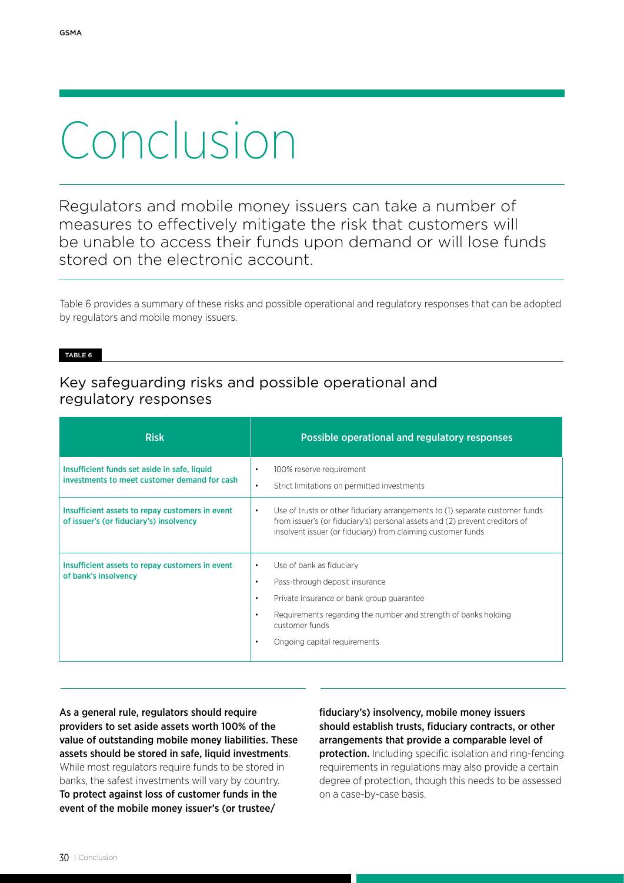# Conclusion

Regulators and mobile money issuers can take a number of measures to effectively mitigate the risk that customers will be unable to access their funds upon demand or will lose funds stored on the electronic account.

Table 6 provides a summary of these risks and possible operational and regulatory responses that can be adopted by regulators and mobile money issuers.

TABLE 6

## Key safeguarding risks and possible operational and regulatory responses

| Risk | Possible operational and regulatory responses |
|---|---|
| **Insufficient funds set aside in safe, liquid investments to meet customer demand for cash** | • 100% reserve requirement<br>• Strict limitations on permitted investments |
| **Insufficient assets to repay customers in event of issuer's (or fiduciary's) insolvency** | • Use of trusts or other fiduciary arrangements to (1) separate customer funds from issuer's (or fiduciary's) personal assets and (2) prevent creditors of insolvent issuer (or fiduciary) from claiming customer funds |
| **Insufficient assets to repay customers in event of bank's insolvency** | • Use of bank as fiduciary<br>• Pass-through deposit insurance<br>• Private insurance or bank group guarantee<br>• Requirements regarding the number and strength of banks holding customer funds<br>• Ongoing capital requirements |

**As a general rule, regulators should require providers to set aside assets worth 100% of the value of outstanding mobile money liabilities. These assets should be stored in safe, liquid investments**. While most regulators require funds to be stored in banks, the safest investments will vary by country. **To protect against loss of customer funds in the event of the mobile money issuer's (or trustee/fiduciary's) insolvency, mobile money issuers should establish trusts, fiduciary contracts, or other arrangements that provide a comparable level of protection.** Including specific isolation and ring-fencing requirements in regulations may also provide a certain degree of protection, though this needs to be assessed on a case-by-case basis.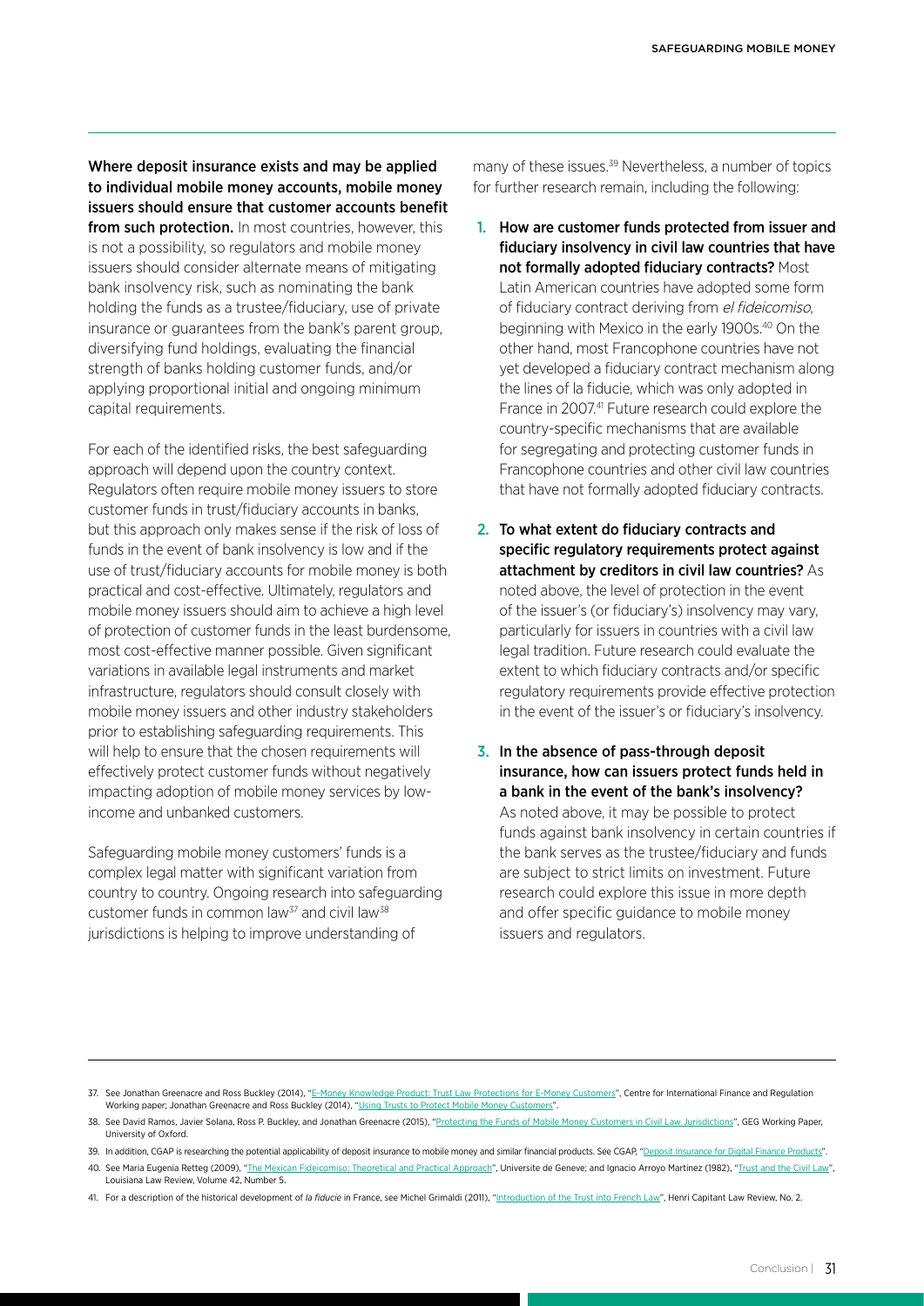**Where deposit insurance exists and may be applied to individual mobile money accounts, mobile money issuers should ensure that customer accounts benefit from such protection.** In most countries, however, this is not a possibility, so regulators and mobile money issuers should consider alternate means of mitigating bank insolvency risk, such as nominating the bank holding the funds as a trustee/fiduciary, use of private insurance or guarantees from the bank's parent group, diversifying fund holdings, evaluating the financial strength of banks holding customer funds, and/or applying proportional initial and ongoing minimum capital requirements.

For each of the identified risks, the best safeguarding approach will depend upon the country context. Regulators often require mobile money issuers to store customer funds in trust/fiduciary accounts in banks, but this approach only makes sense if the risk of loss of funds in the event of bank insolvency is low and if the use of trust/fiduciary accounts for mobile money is both practical and cost-effective. Ultimately, regulators and mobile money issuers should aim to achieve a high level of protection of customer funds in the least burdensome, most cost-effective manner possible. Given significant variations in available legal instruments and market infrastructure, regulators should consult closely with mobile money issuers and other industry stakeholders prior to establishing safeguarding requirements. This will help to ensure that the chosen requirements will effectively protect customer funds without negatively impacting adoption of mobile money services by low-income and unbanked customers.

Safeguarding mobile money customers' funds is a complex legal matter with significant variation from country to country. Ongoing research into safeguarding customer funds in common law[37] and civil law[38] jurisdictions is helping to improve understanding of many of these issues.[39] Nevertheless, a number of topics for further research remain, including the following:

1. **How are customer funds protected from issuer and fiduciary insolvency in civil law countries that have not formally adopted fiduciary contracts?** Most Latin American countries have adopted some form of fiduciary contract deriving from *el fideicomiso*, beginning with Mexico in the early 1900s.[40] On the other hand, most Francophone countries have not yet developed a fiduciary contract mechanism along the lines of la fiducie, which was only adopted in France in 2007.[41] Future research could explore the country-specific mechanisms that are available for segregating and protecting customer funds in Francophone countries and other civil law countries that have not formally adopted fiduciary contracts.

2. **To what extent do fiduciary contracts and specific regulatory requirements protect against attachment by creditors in civil law countries?** As noted above, the level of protection in the event of the issuer's (or fiduciary's) insolvency may vary, particularly for issuers in countries with a civil law legal tradition. Future research could evaluate the extent to which fiduciary contracts and/or specific regulatory requirements provide effective protection in the event of the issuer's or fiduciary's insolvency.

3. **In the absence of pass-through deposit insurance, how can issuers protect funds held in a bank in the event of the bank's insolvency?** As noted above, it may be possible to protect funds against bank insolvency in certain countries if the bank serves as the trustee/fiduciary and funds are subject to strict limits on investment. Future research could explore this issue in more depth and offer specific guidance to mobile money issuers and regulators.

---

37. See Jonathan Greenacre and Ross Buckley (2014), "E-Money Knowledge Product: Trust Law Protections for E-Money Customers", Centre for International Finance and Regulation Working paper; Jonathan Greenacre and Ross Buckley (2014), "Using Trusts to Protect Mobile Money Customers".
38. See David Ramos, Javier Solana, Ross P. Buckley, and Jonathan Greenacre (2015), "Protecting the Funds of Mobile Money Customers in Civil Law Jurisdictions", GEG Working Paper, University of Oxford.
39. In addition, CGAP is researching the potential applicability of deposit insurance to mobile money and similar financial products. See CGAP, "Deposit Insurance for Digital Finance Products".
40. See Maria Eugenia Retteg (2009), "The Mexican Fideicomiso: Theoretical and Practical Approach", Universite de Geneve; and Ignacio Arroyo Martinez (1982), "Trust and the Civil Law", Louisiana Law Review, Volume 42, Number 5.
41. For a description of the historical development of *la fiducie* in France, see Michel Grimaldi (2011), "Introduction of the Trust into French Law", Henri Capitant Law Review, No. 2.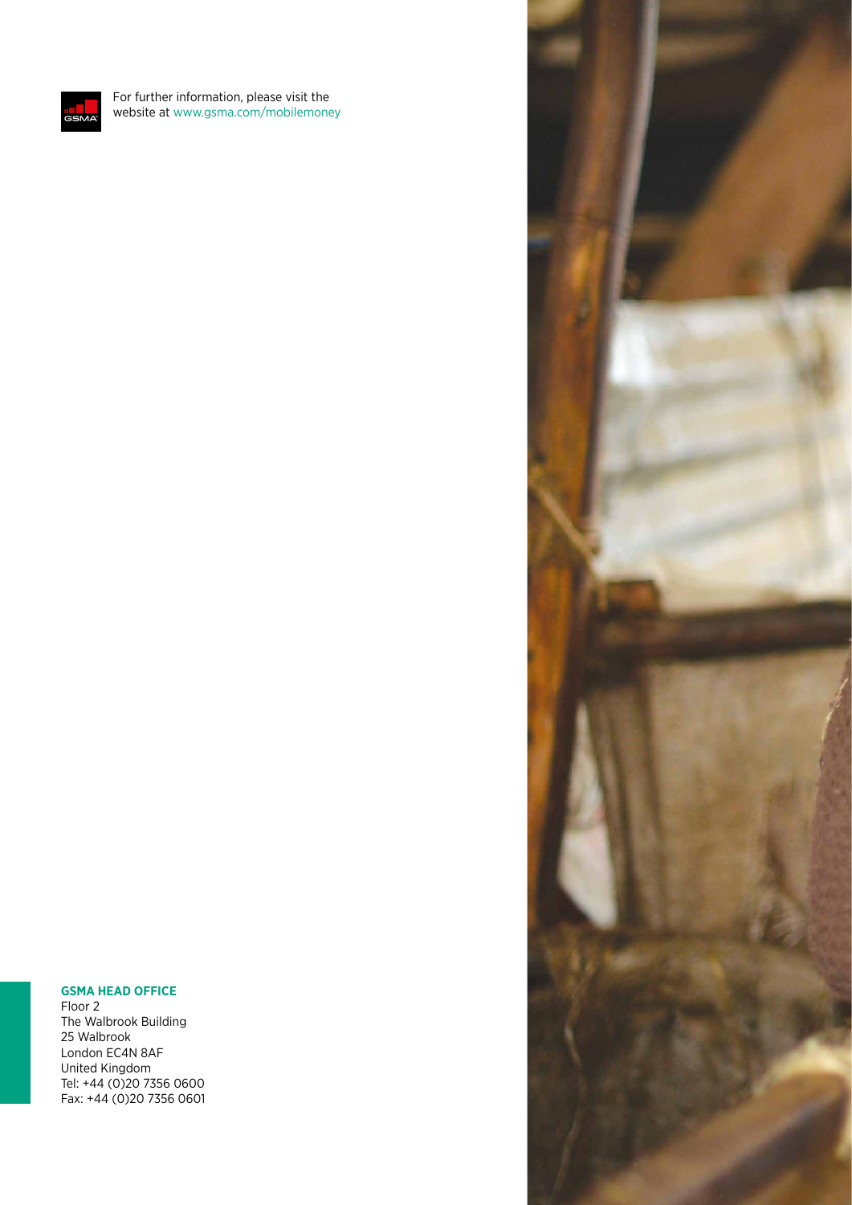For further information, please visit the website at www.gsma.com/mobilemoney

**GSMA HEAD OFFICE**
Floor 2
The Walbrook Building
25 Walbrook
London EC4N 8AF
United Kingdom
Tel: +44 (0)20 7356 0600
Fax: +44 (0)20 7356 0601